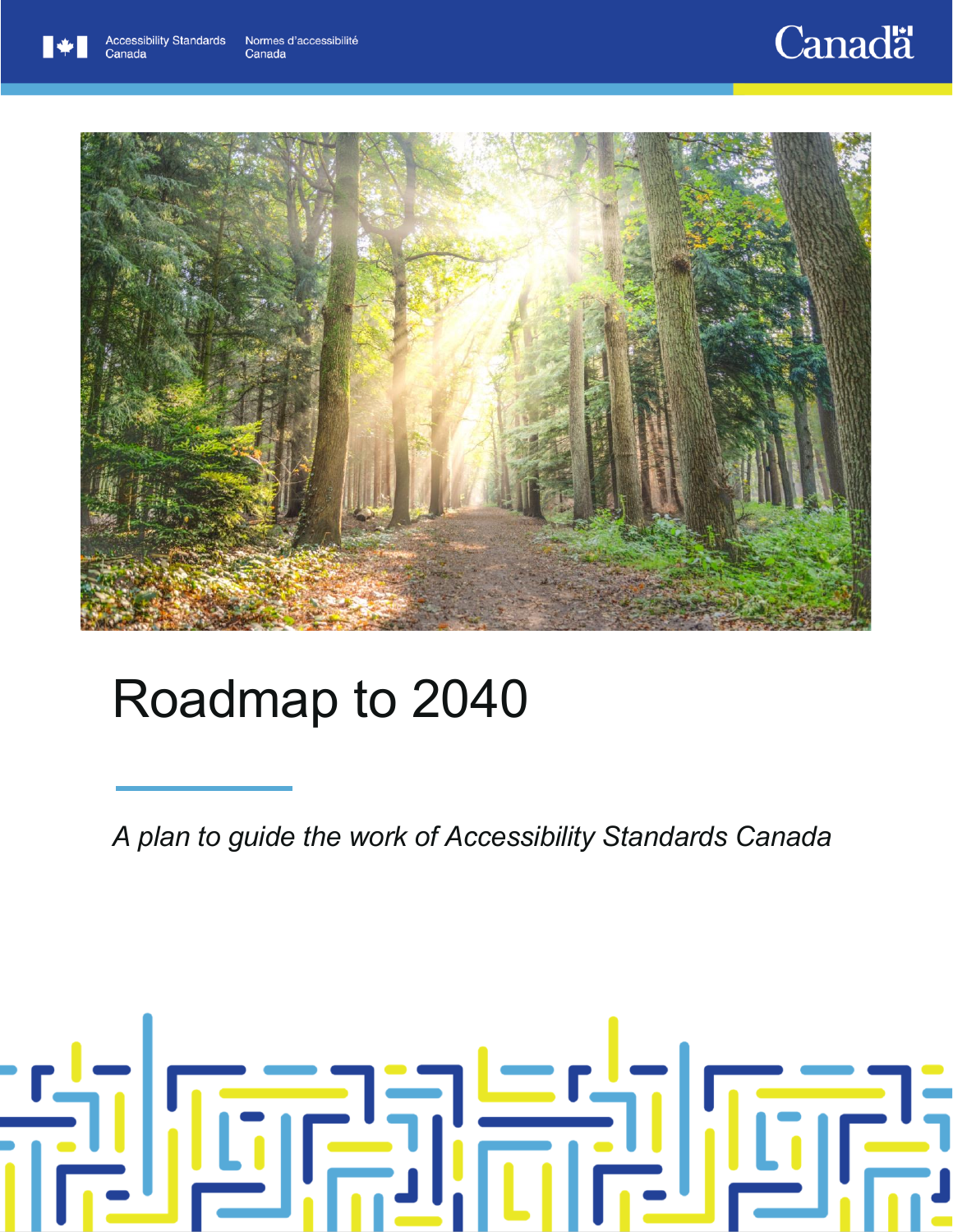Accessibility Standards Canada | Normes d'accessibilité Canada

Canada

# Roadmap to 2040

*A plan to guide the work of Accessibility Standards Canada*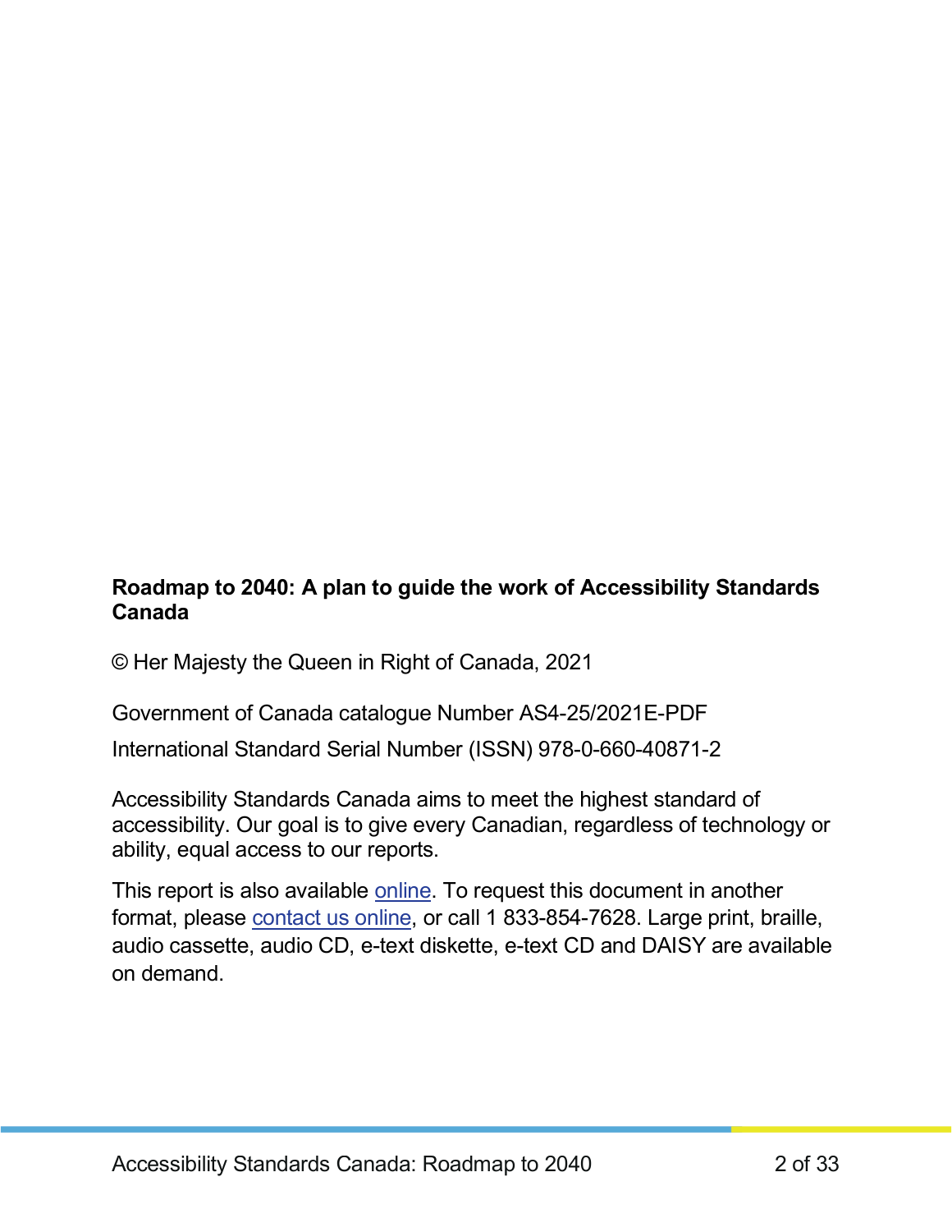**Roadmap to 2040: A plan to guide the work of Accessibility Standards Canada**

© Her Majesty the Queen in Right of Canada, 2021

Government of Canada catalogue Number AS4-25/2021E-PDF

International Standard Serial Number (ISSN) 978-0-660-40871-2

Accessibility Standards Canada aims to meet the highest standard of accessibility. Our goal is to give every Canadian, regardless of technology or ability, equal access to our reports.

This report is also available online. To request this document in another format, please contact us online, or call 1 833-854-7628. Large print, braille, audio cassette, audio CD, e-text diskette, e-text CD and DAISY are available on demand.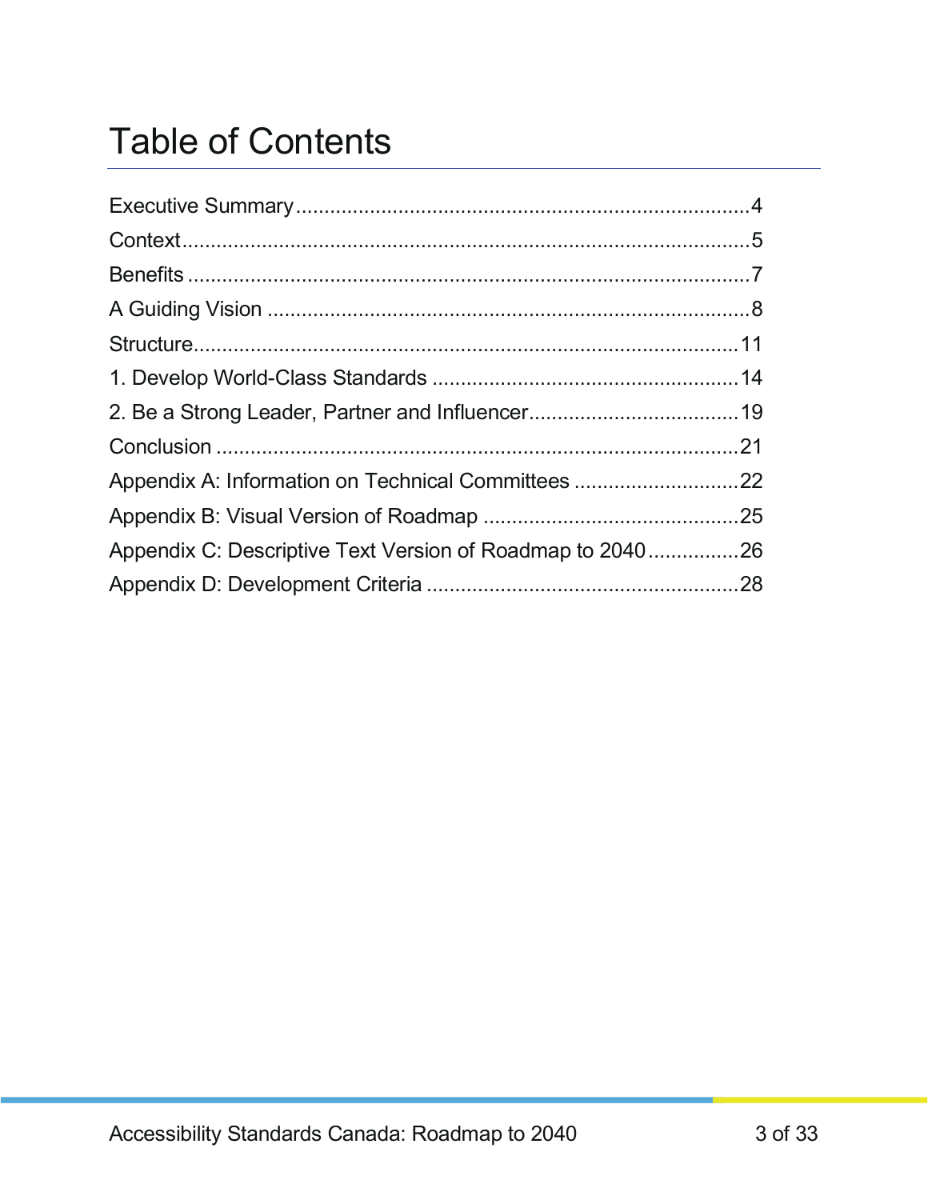# Table of Contents

Executive Summary....................................................................................4
Context.....................................................................................................5
Benefits ....................................................................................................7
A Guiding Vision ......................................................................................8
Structure.................................................................................................11
1. Develop World-Class Standards ......................................................14
2. Be a Strong Leader, Partner and Influencer.....................................19
Conclusion ..............................................................................................21
Appendix A: Information on Technical Committees .............................22
Appendix B: Visual Version of Roadmap .............................................25
Appendix C: Descriptive Text Version of Roadmap to 2040................26
Appendix D: Development Criteria .......................................................28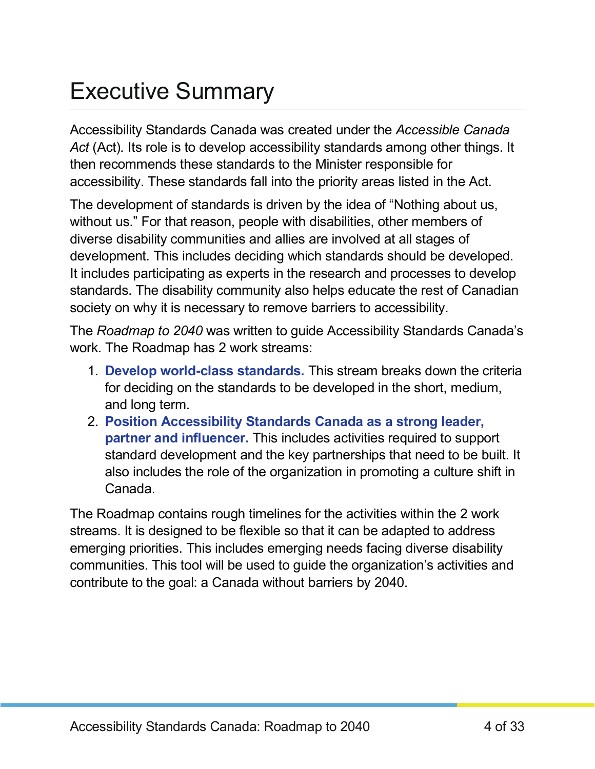# Executive Summary

Accessibility Standards Canada was created under the *Accessible Canada Act* (Act). Its role is to develop accessibility standards among other things. It then recommends these standards to the Minister responsible for accessibility. These standards fall into the priority areas listed in the Act.

The development of standards is driven by the idea of "Nothing about us, without us." For that reason, people with disabilities, other members of diverse disability communities and allies are involved at all stages of development. This includes deciding which standards should be developed. It includes participating as experts in the research and processes to develop standards. The disability community also helps educate the rest of Canadian society on why it is necessary to remove barriers to accessibility.

The *Roadmap to 2040* was written to guide Accessibility Standards Canada's work. The Roadmap has 2 work streams:

1. **Develop world-class standards.** This stream breaks down the criteria for deciding on the standards to be developed in the short, medium, and long term.
2. **Position Accessibility Standards Canada as a strong leader, partner and influencer.** This includes activities required to support standard development and the key partnerships that need to be built. It also includes the role of the organization in promoting a culture shift in Canada.

The Roadmap contains rough timelines for the activities within the 2 work streams. It is designed to be flexible so that it can be adapted to address emerging priorities. This includes emerging needs facing diverse disability communities. This tool will be used to guide the organization's activities and contribute to the goal: a Canada without barriers by 2040.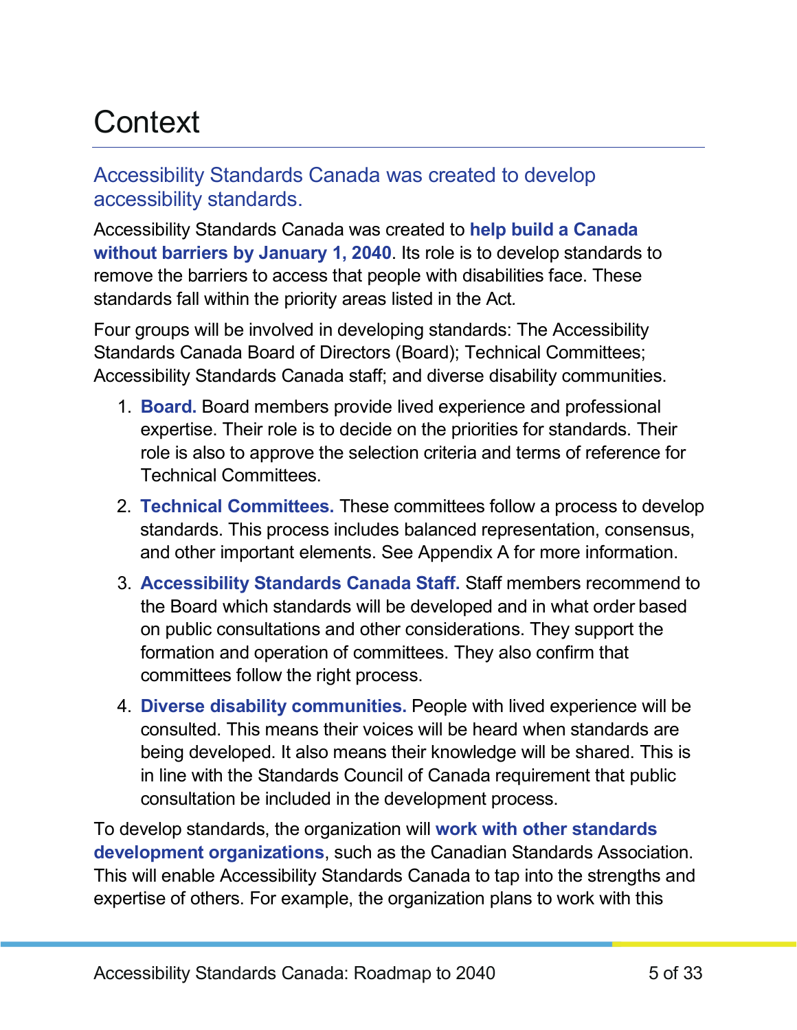# Context

## Accessibility Standards Canada was created to develop accessibility standards.

Accessibility Standards Canada was created to **help build a Canada without barriers by January 1, 2040**. Its role is to develop standards to remove the barriers to access that people with disabilities face. These standards fall within the priority areas listed in the Act.

Four groups will be involved in developing standards: The Accessibility Standards Canada Board of Directors (Board); Technical Committees; Accessibility Standards Canada staff; and diverse disability communities.

1. **Board.** Board members provide lived experience and professional expertise. Their role is to decide on the priorities for standards. Their role is also to approve the selection criteria and terms of reference for Technical Committees.
2. **Technical Committees.** These committees follow a process to develop standards. This process includes balanced representation, consensus, and other important elements. See Appendix A for more information.
3. **Accessibility Standards Canada Staff.** Staff members recommend to the Board which standards will be developed and in what order based on public consultations and other considerations. They support the formation and operation of committees. They also confirm that committees follow the right process.
4. **Diverse disability communities.** People with lived experience will be consulted. This means their voices will be heard when standards are being developed. It also means their knowledge will be shared. This is in line with the Standards Council of Canada requirement that public consultation be included in the development process.

To develop standards, the organization will **work with other standards development organizations**, such as the Canadian Standards Association. This will enable Accessibility Standards Canada to tap into the strengths and expertise of others. For example, the organization plans to work with this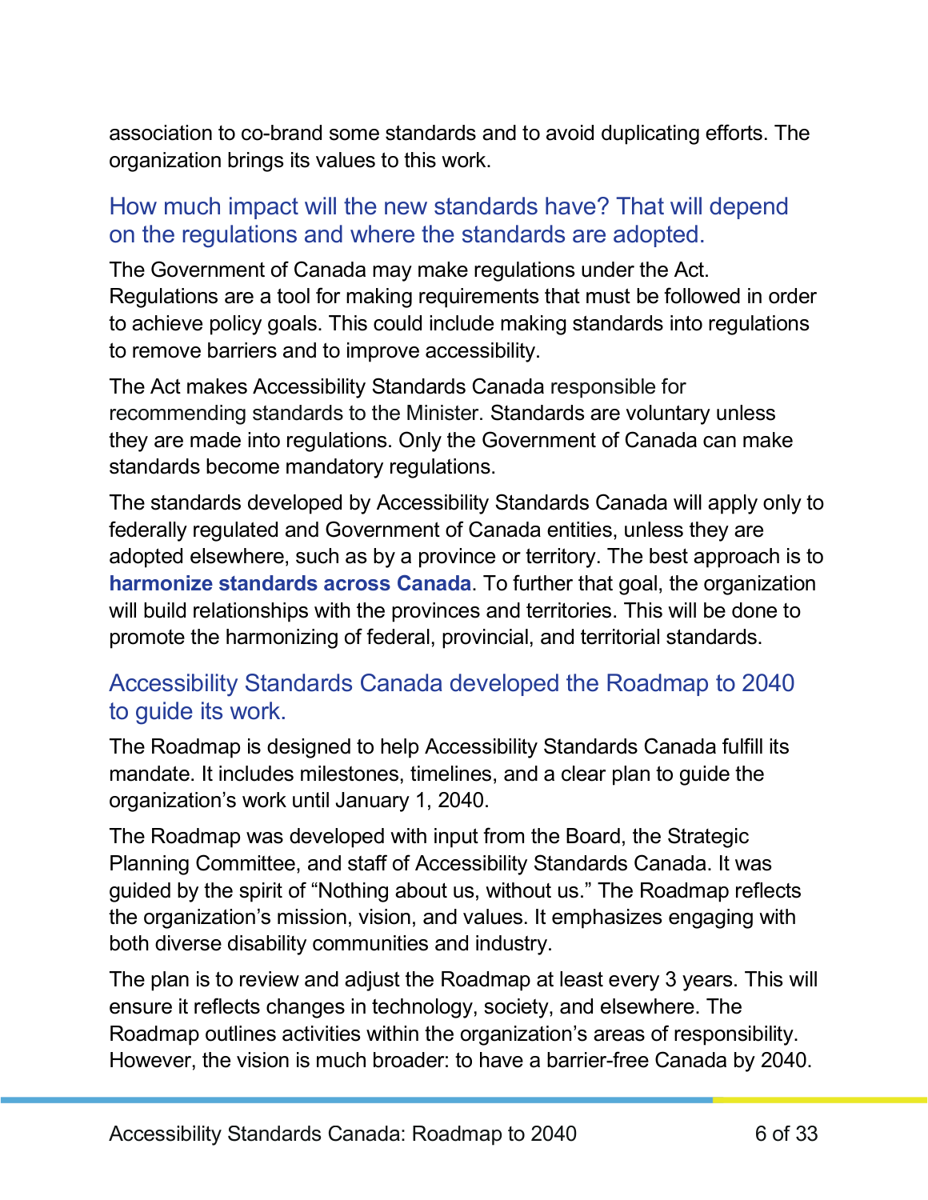association to co-brand some standards and to avoid duplicating efforts. The organization brings its values to this work.

## How much impact will the new standards have? That will depend on the regulations and where the standards are adopted.

The Government of Canada may make regulations under the Act. Regulations are a tool for making requirements that must be followed in order to achieve policy goals. This could include making standards into regulations to remove barriers and to improve accessibility.

The Act makes Accessibility Standards Canada responsible for recommending standards to the Minister. Standards are voluntary unless they are made into regulations. Only the Government of Canada can make standards become mandatory regulations.

The standards developed by Accessibility Standards Canada will apply only to federally regulated and Government of Canada entities, unless they are adopted elsewhere, such as by a province or territory. The best approach is to **harmonize standards across Canada**. To further that goal, the organization will build relationships with the provinces and territories. This will be done to promote the harmonizing of federal, provincial, and territorial standards.

## Accessibility Standards Canada developed the Roadmap to 2040 to guide its work.

The Roadmap is designed to help Accessibility Standards Canada fulfill its mandate. It includes milestones, timelines, and a clear plan to guide the organization's work until January 1, 2040.

The Roadmap was developed with input from the Board, the Strategic Planning Committee, and staff of Accessibility Standards Canada. It was guided by the spirit of "Nothing about us, without us." The Roadmap reflects the organization's mission, vision, and values. It emphasizes engaging with both diverse disability communities and industry.

The plan is to review and adjust the Roadmap at least every 3 years. This will ensure it reflects changes in technology, society, and elsewhere. The Roadmap outlines activities within the organization's areas of responsibility. However, the vision is much broader: to have a barrier-free Canada by 2040.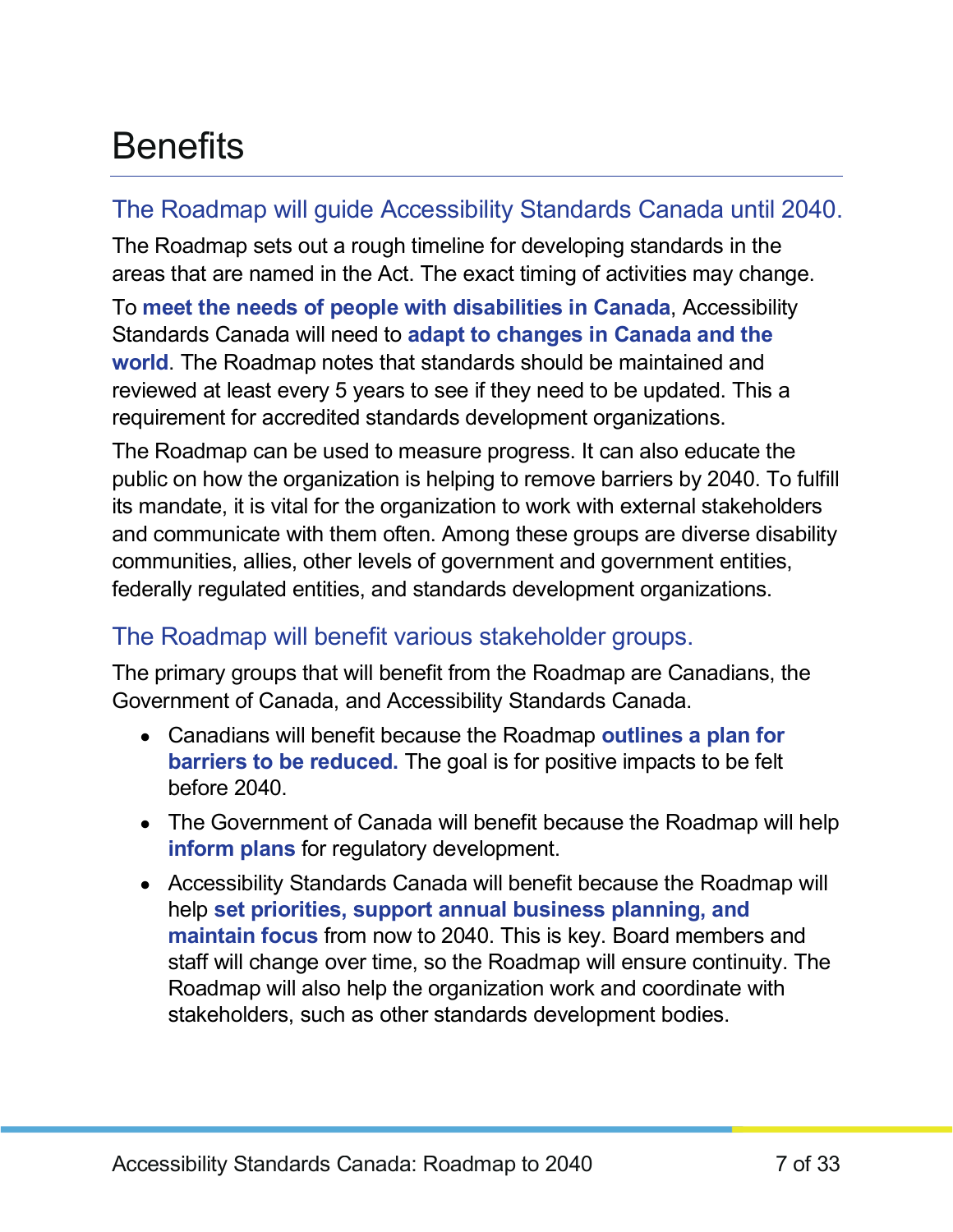# Benefits

## The Roadmap will guide Accessibility Standards Canada until 2040.

The Roadmap sets out a rough timeline for developing standards in the areas that are named in the Act. The exact timing of activities may change.

To **meet the needs of people with disabilities in Canada**, Accessibility Standards Canada will need to **adapt to changes in Canada and the world**. The Roadmap notes that standards should be maintained and reviewed at least every 5 years to see if they need to be updated. This a requirement for accredited standards development organizations.

The Roadmap can be used to measure progress. It can also educate the public on how the organization is helping to remove barriers by 2040. To fulfill its mandate, it is vital for the organization to work with external stakeholders and communicate with them often. Among these groups are diverse disability communities, allies, other levels of government and government entities, federally regulated entities, and standards development organizations.

## The Roadmap will benefit various stakeholder groups.

The primary groups that will benefit from the Roadmap are Canadians, the Government of Canada, and Accessibility Standards Canada.

- Canadians will benefit because the Roadmap **outlines a plan for barriers to be reduced.** The goal is for positive impacts to be felt before 2040.
- The Government of Canada will benefit because the Roadmap will help **inform plans** for regulatory development.
- Accessibility Standards Canada will benefit because the Roadmap will help **set priorities, support annual business planning, and maintain focus** from now to 2040. This is key. Board members and staff will change over time, so the Roadmap will ensure continuity. The Roadmap will also help the organization work and coordinate with stakeholders, such as other standards development bodies.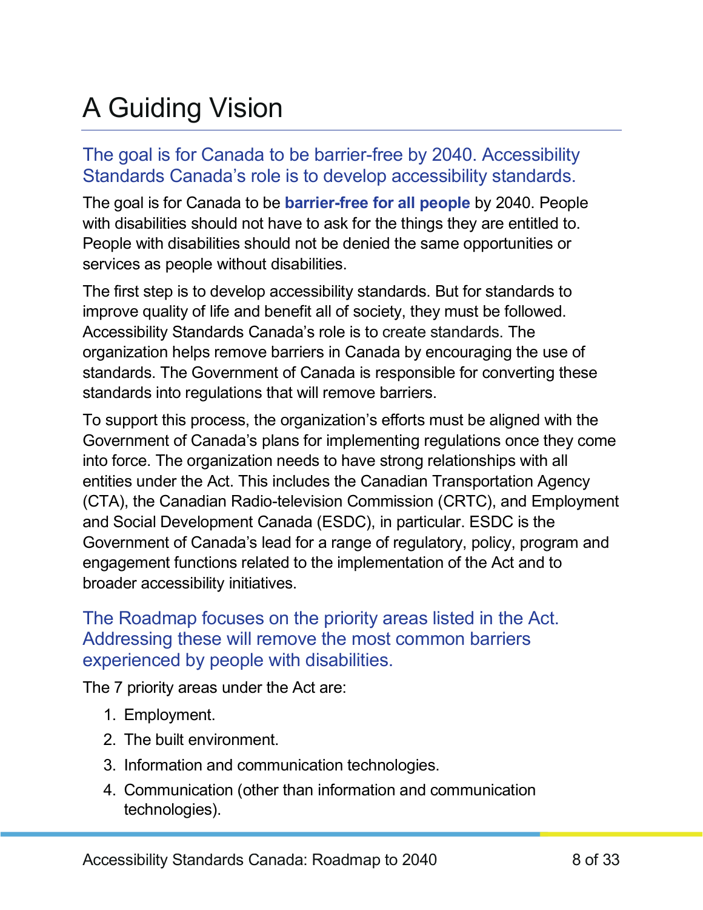# A Guiding Vision

### The goal is for Canada to be barrier-free by 2040. Accessibility Standards Canada's role is to develop accessibility standards.

The goal is for Canada to be **barrier-free for all people** by 2040. People with disabilities should not have to ask for the things they are entitled to. People with disabilities should not be denied the same opportunities or services as people without disabilities.

The first step is to develop accessibility standards. But for standards to improve quality of life and benefit all of society, they must be followed. Accessibility Standards Canada's role is to create standards. The organization helps remove barriers in Canada by encouraging the use of standards. The Government of Canada is responsible for converting these standards into regulations that will remove barriers.

To support this process, the organization's efforts must be aligned with the Government of Canada's plans for implementing regulations once they come into force. The organization needs to have strong relationships with all entities under the Act. This includes the Canadian Transportation Agency (CTA), the Canadian Radio-television Commission (CRTC), and Employment and Social Development Canada (ESDC), in particular. ESDC is the Government of Canada's lead for a range of regulatory, policy, program and engagement functions related to the implementation of the Act and to broader accessibility initiatives.

### The Roadmap focuses on the priority areas listed in the Act. Addressing these will remove the most common barriers experienced by people with disabilities.

The 7 priority areas under the Act are:

1. Employment.
2. The built environment.
3. Information and communication technologies.
4. Communication (other than information and communication technologies).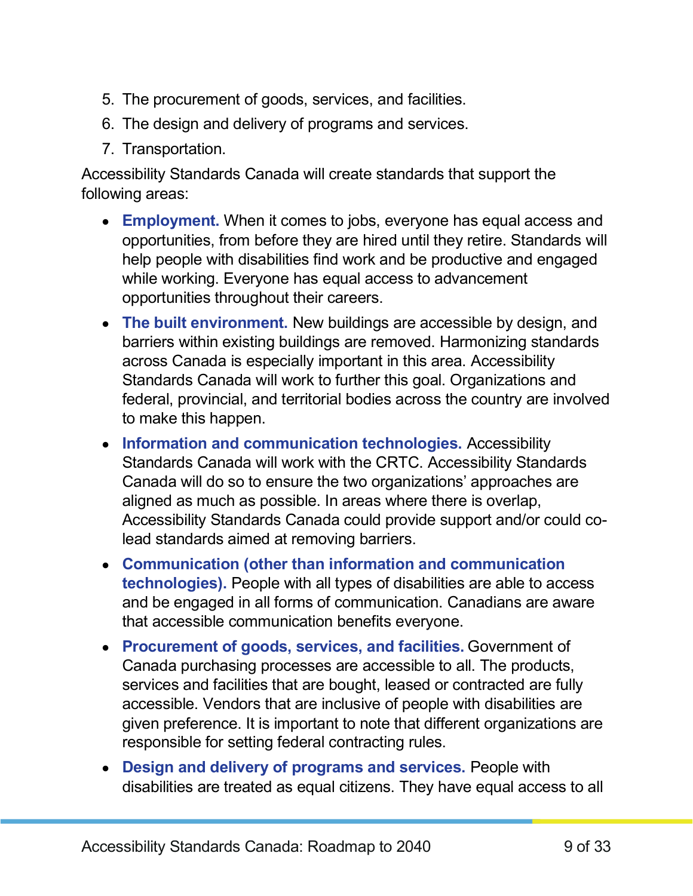5. The procurement of goods, services, and facilities.
6. The design and delivery of programs and services.
7. Transportation.

Accessibility Standards Canada will create standards that support the following areas:

- **Employment.** When it comes to jobs, everyone has equal access and opportunities, from before they are hired until they retire. Standards will help people with disabilities find work and be productive and engaged while working. Everyone has equal access to advancement opportunities throughout their careers.
- **The built environment.** New buildings are accessible by design, and barriers within existing buildings are removed. Harmonizing standards across Canada is especially important in this area. Accessibility Standards Canada will work to further this goal. Organizations and federal, provincial, and territorial bodies across the country are involved to make this happen.
- **Information and communication technologies.** Accessibility Standards Canada will work with the CRTC. Accessibility Standards Canada will do so to ensure the two organizations' approaches are aligned as much as possible. In areas where there is overlap, Accessibility Standards Canada could provide support and/or could co-lead standards aimed at removing barriers.
- **Communication (other than information and communication technologies).** People with all types of disabilities are able to access and be engaged in all forms of communication. Canadians are aware that accessible communication benefits everyone.
- **Procurement of goods, services, and facilities.** Government of Canada purchasing processes are accessible to all. The products, services and facilities that are bought, leased or contracted are fully accessible. Vendors that are inclusive of people with disabilities are given preference. It is important to note that different organizations are responsible for setting federal contracting rules.
- **Design and delivery of programs and services.** People with disabilities are treated as equal citizens. They have equal access to all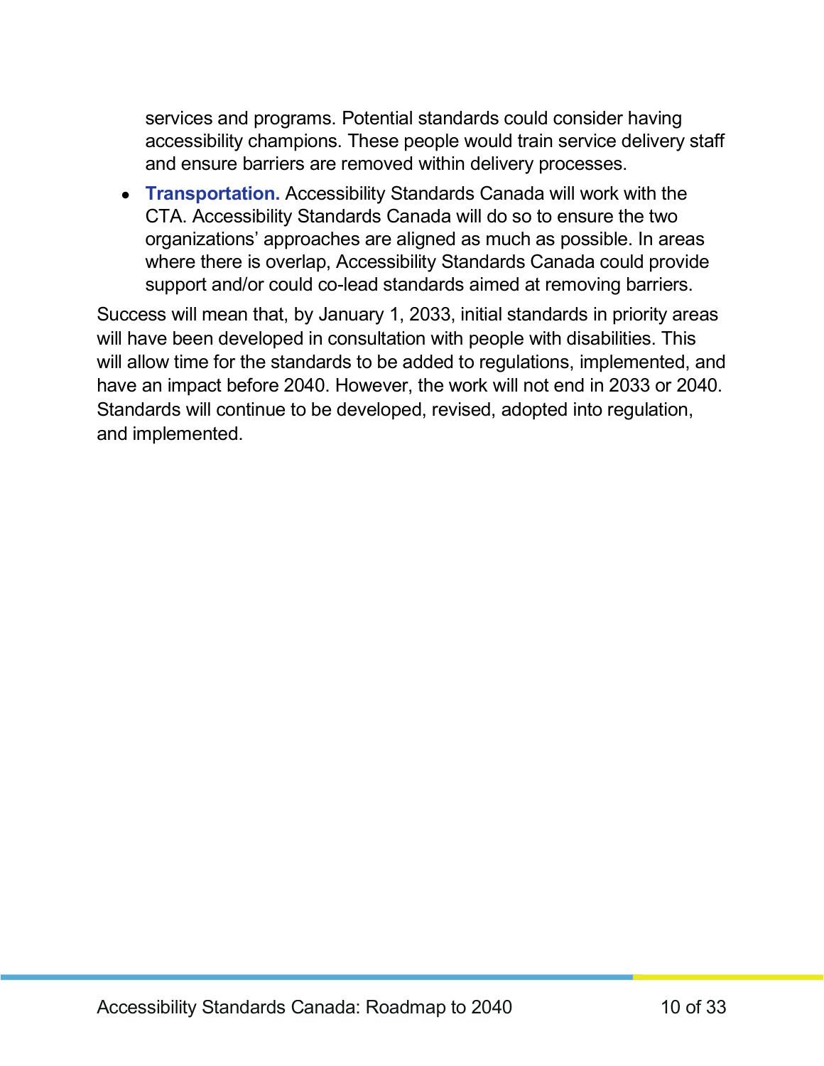services and programs. Potential standards could consider having accessibility champions. These people would train service delivery staff and ensure barriers are removed within delivery processes.

- **Transportation.** Accessibility Standards Canada will work with the CTA. Accessibility Standards Canada will do so to ensure the two organizations' approaches are aligned as much as possible. In areas where there is overlap, Accessibility Standards Canada could provide support and/or could co-lead standards aimed at removing barriers.

Success will mean that, by January 1, 2033, initial standards in priority areas will have been developed in consultation with people with disabilities. This will allow time for the standards to be added to regulations, implemented, and have an impact before 2040. However, the work will not end in 2033 or 2040. Standards will continue to be developed, revised, adopted into regulation, and implemented.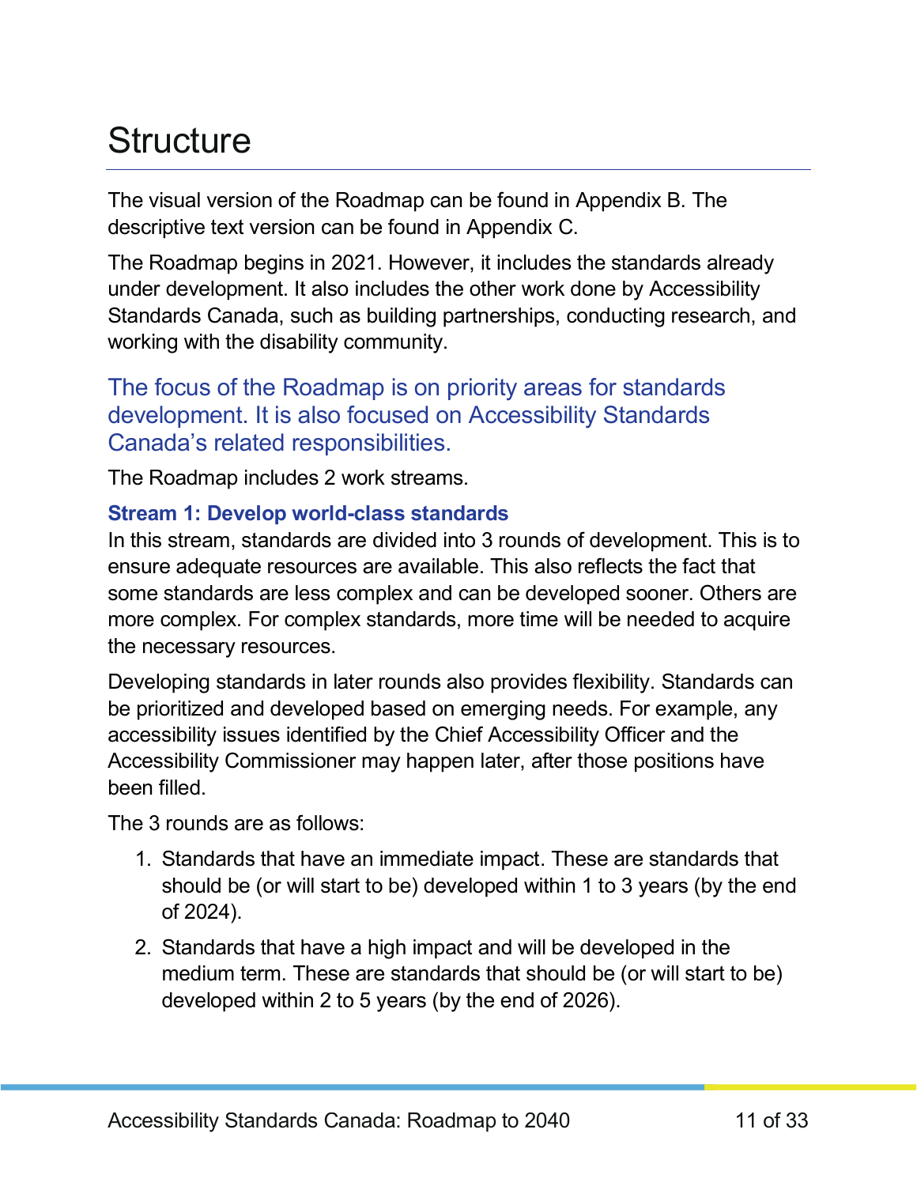# Structure

The visual version of the Roadmap can be found in Appendix B. The descriptive text version can be found in Appendix C.

The Roadmap begins in 2021. However, it includes the standards already under development. It also includes the other work done by Accessibility Standards Canada, such as building partnerships, conducting research, and working with the disability community.

## The focus of the Roadmap is on priority areas for standards development. It is also focused on Accessibility Standards Canada's related responsibilities.

The Roadmap includes 2 work streams.

### Stream 1: Develop world-class standards

In this stream, standards are divided into 3 rounds of development. This is to ensure adequate resources are available. This also reflects the fact that some standards are less complex and can be developed sooner. Others are more complex. For complex standards, more time will be needed to acquire the necessary resources.

Developing standards in later rounds also provides flexibility. Standards can be prioritized and developed based on emerging needs. For example, any accessibility issues identified by the Chief Accessibility Officer and the Accessibility Commissioner may happen later, after those positions have been filled.

The 3 rounds are as follows:

1. Standards that have an immediate impact. These are standards that should be (or will start to be) developed within 1 to 3 years (by the end of 2024).
2. Standards that have a high impact and will be developed in the medium term. These are standards that should be (or will start to be) developed within 2 to 5 years (by the end of 2026).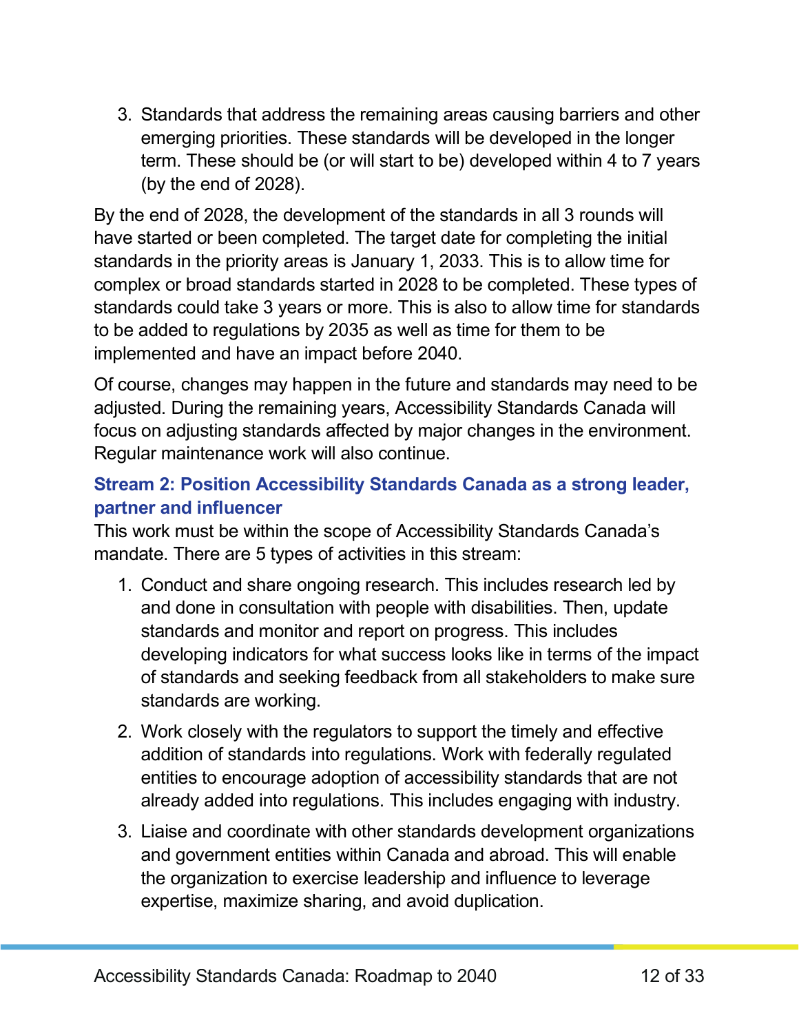3. Standards that address the remaining areas causing barriers and other emerging priorities. These standards will be developed in the longer term. These should be (or will start to be) developed within 4 to 7 years (by the end of 2028).

By the end of 2028, the development of the standards in all 3 rounds will have started or been completed. The target date for completing the initial standards in the priority areas is January 1, 2033. This is to allow time for complex or broad standards started in 2028 to be completed. These types of standards could take 3 years or more. This is also to allow time for standards to be added to regulations by 2035 as well as time for them to be implemented and have an impact before 2040.

Of course, changes may happen in the future and standards may need to be adjusted. During the remaining years, Accessibility Standards Canada will focus on adjusting standards affected by major changes in the environment. Regular maintenance work will also continue.

### Stream 2: Position Accessibility Standards Canada as a strong leader, partner and influencer

This work must be within the scope of Accessibility Standards Canada's mandate. There are 5 types of activities in this stream:

1. Conduct and share ongoing research. This includes research led by and done in consultation with people with disabilities. Then, update standards and monitor and report on progress. This includes developing indicators for what success looks like in terms of the impact of standards and seeking feedback from all stakeholders to make sure standards are working.
2. Work closely with the regulators to support the timely and effective addition of standards into regulations. Work with federally regulated entities to encourage adoption of accessibility standards that are not already added into regulations. This includes engaging with industry.
3. Liaise and coordinate with other standards development organizations and government entities within Canada and abroad. This will enable the organization to exercise leadership and influence to leverage expertise, maximize sharing, and avoid duplication.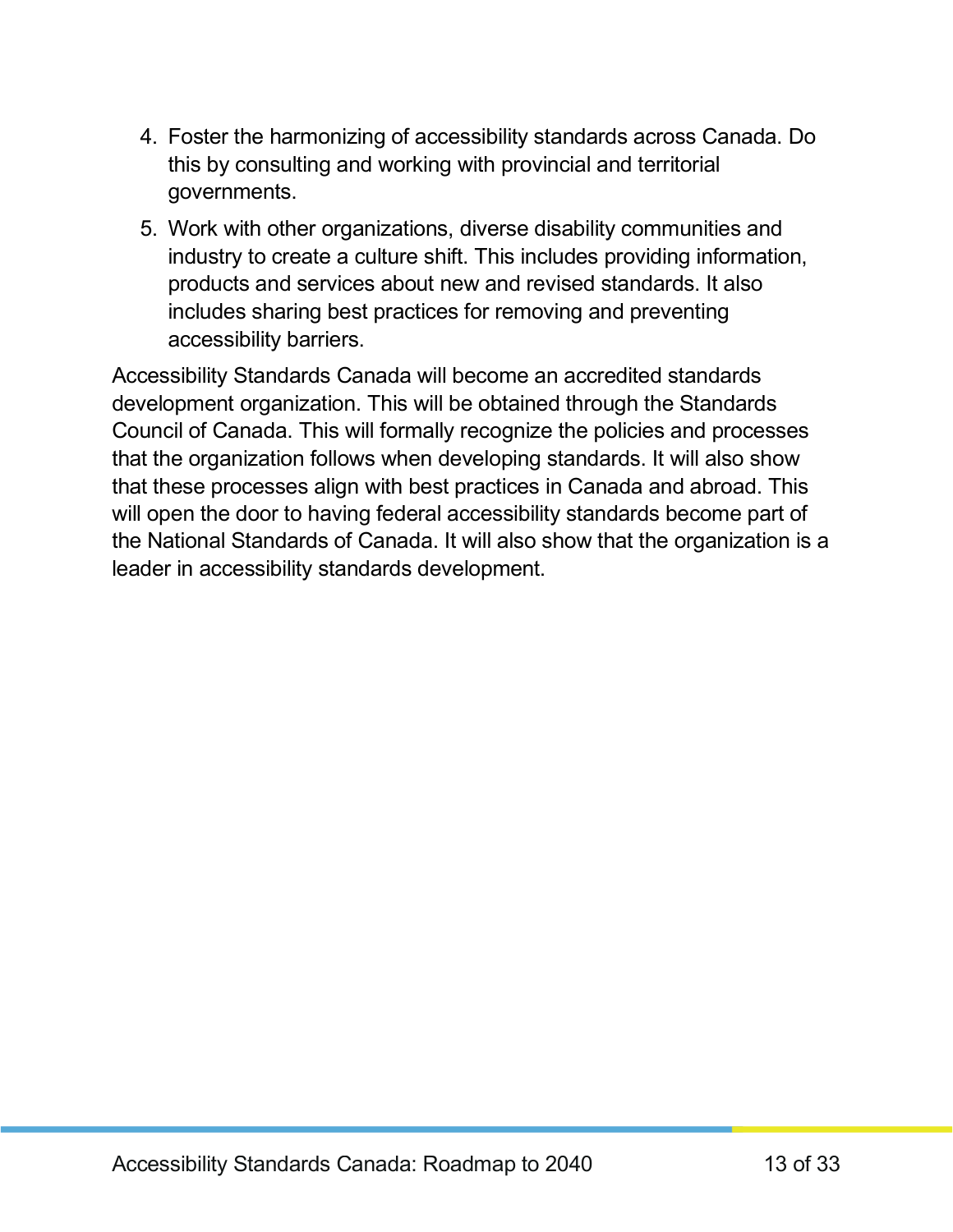4. Foster the harmonizing of accessibility standards across Canada. Do this by consulting and working with provincial and territorial governments.
5. Work with other organizations, diverse disability communities and industry to create a culture shift. This includes providing information, products and services about new and revised standards. It also includes sharing best practices for removing and preventing accessibility barriers.

Accessibility Standards Canada will become an accredited standards development organization. This will be obtained through the Standards Council of Canada. This will formally recognize the policies and processes that the organization follows when developing standards. It will also show that these processes align with best practices in Canada and abroad. This will open the door to having federal accessibility standards become part of the National Standards of Canada. It will also show that the organization is a leader in accessibility standards development.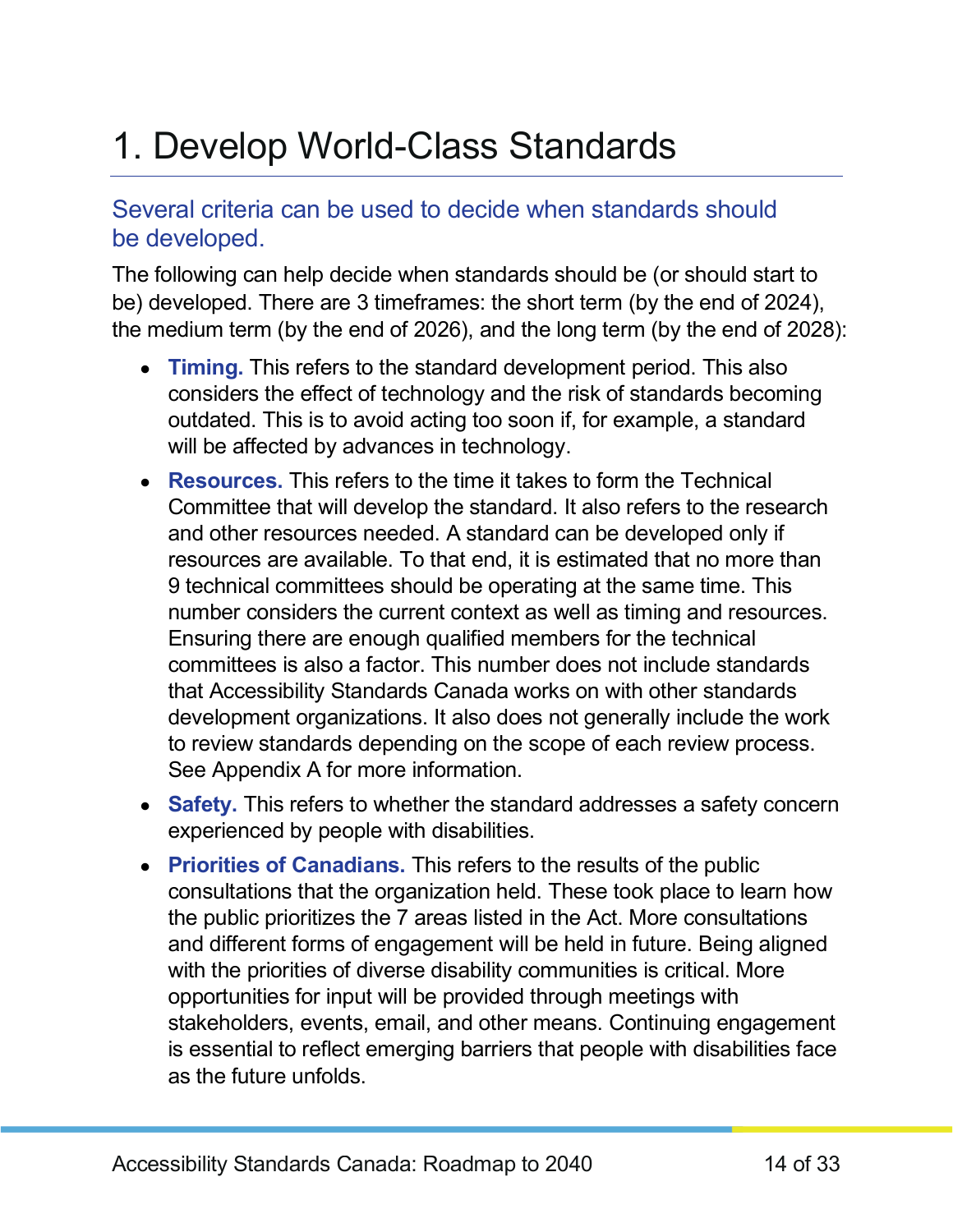# 1. Develop World-Class Standards

## Several criteria can be used to decide when standards should be developed.

The following can help decide when standards should be (or should start to be) developed. There are 3 timeframes: the short term (by the end of 2024), the medium term (by the end of 2026), and the long term (by the end of 2028):

- **Timing.** This refers to the standard development period. This also considers the effect of technology and the risk of standards becoming outdated. This is to avoid acting too soon if, for example, a standard will be affected by advances in technology.
- **Resources.** This refers to the time it takes to form the Technical Committee that will develop the standard. It also refers to the research and other resources needed. A standard can be developed only if resources are available. To that end, it is estimated that no more than 9 technical committees should be operating at the same time. This number considers the current context as well as timing and resources. Ensuring there are enough qualified members for the technical committees is also a factor. This number does not include standards that Accessibility Standards Canada works on with other standards development organizations. It also does not generally include the work to review standards depending on the scope of each review process. See Appendix A for more information.
- **Safety.** This refers to whether the standard addresses a safety concern experienced by people with disabilities.
- **Priorities of Canadians.** This refers to the results of the public consultations that the organization held. These took place to learn how the public prioritizes the 7 areas listed in the Act. More consultations and different forms of engagement will be held in future. Being aligned with the priorities of diverse disability communities is critical. More opportunities for input will be provided through meetings with stakeholders, events, email, and other means. Continuing engagement is essential to reflect emerging barriers that people with disabilities face as the future unfolds.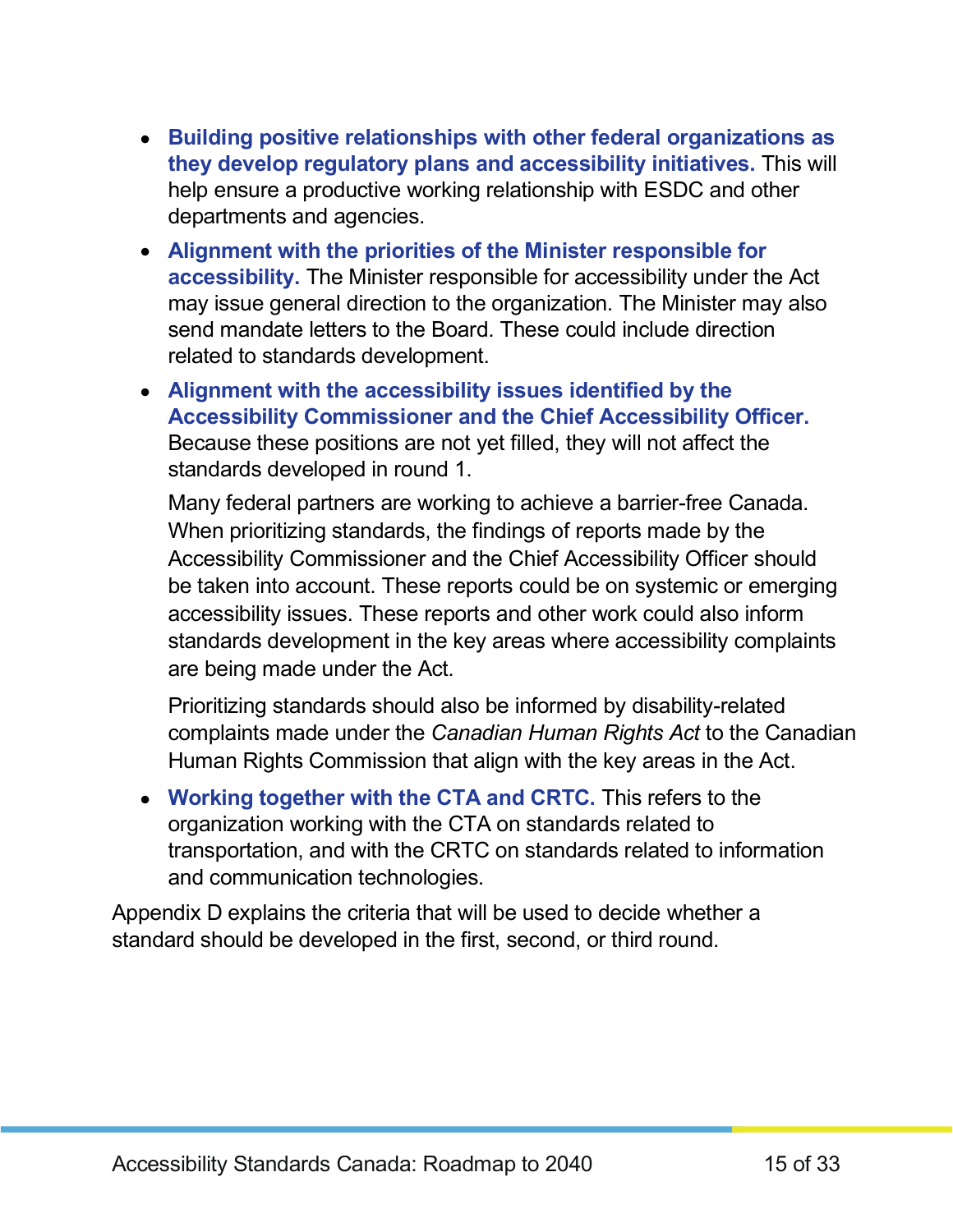- **Building positive relationships with other federal organizations as they develop regulatory plans and accessibility initiatives.** This will help ensure a productive working relationship with ESDC and other departments and agencies.
- **Alignment with the priorities of the Minister responsible for accessibility.** The Minister responsible for accessibility under the Act may issue general direction to the organization. The Minister may also send mandate letters to the Board. These could include direction related to standards development.
- **Alignment with the accessibility issues identified by the Accessibility Commissioner and the Chief Accessibility Officer.** Because these positions are not yet filled, they will not affect the standards developed in round 1.

  Many federal partners are working to achieve a barrier-free Canada. When prioritizing standards, the findings of reports made by the Accessibility Commissioner and the Chief Accessibility Officer should be taken into account. These reports could be on systemic or emerging accessibility issues. These reports and other work could also inform standards development in the key areas where accessibility complaints are being made under the Act.

  Prioritizing standards should also be informed by disability-related complaints made under the *Canadian Human Rights Act* to the Canadian Human Rights Commission that align with the key areas in the Act.
- **Working together with the CTA and CRTC.** This refers to the organization working with the CTA on standards related to transportation, and with the CRTC on standards related to information and communication technologies.

Appendix D explains the criteria that will be used to decide whether a standard should be developed in the first, second, or third round.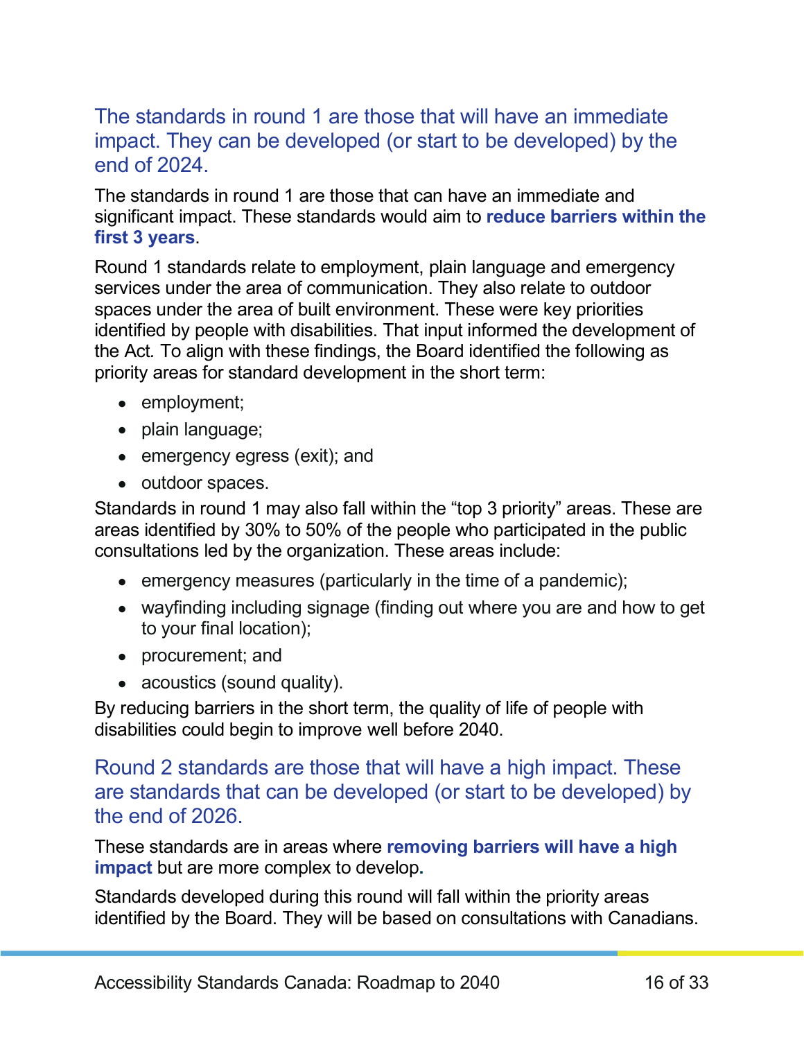## The standards in round 1 are those that will have an immediate impact. They can be developed (or start to be developed) by the end of 2024.

The standards in round 1 are those that can have an immediate and significant impact. These standards would aim to **reduce barriers within the first 3 years**.

Round 1 standards relate to employment, plain language and emergency services under the area of communication. They also relate to outdoor spaces under the area of built environment. These were key priorities identified by people with disabilities. That input informed the development of the Act. To align with these findings, the Board identified the following as priority areas for standard development in the short term:

- employment;
- plain language;
- emergency egress (exit); and
- outdoor spaces.

Standards in round 1 may also fall within the "top 3 priority" areas. These are areas identified by 30% to 50% of the people who participated in the public consultations led by the organization. These areas include:

- emergency measures (particularly in the time of a pandemic);
- wayfinding including signage (finding out where you are and how to get to your final location);
- procurement; and
- acoustics (sound quality).

By reducing barriers in the short term, the quality of life of people with disabilities could begin to improve well before 2040.

## Round 2 standards are those that will have a high impact. These are standards that can be developed (or start to be developed) by the end of 2026.

These standards are in areas where **removing barriers will have a high impact** but are more complex to develop.

Standards developed during this round will fall within the priority areas identified by the Board. They will be based on consultations with Canadians.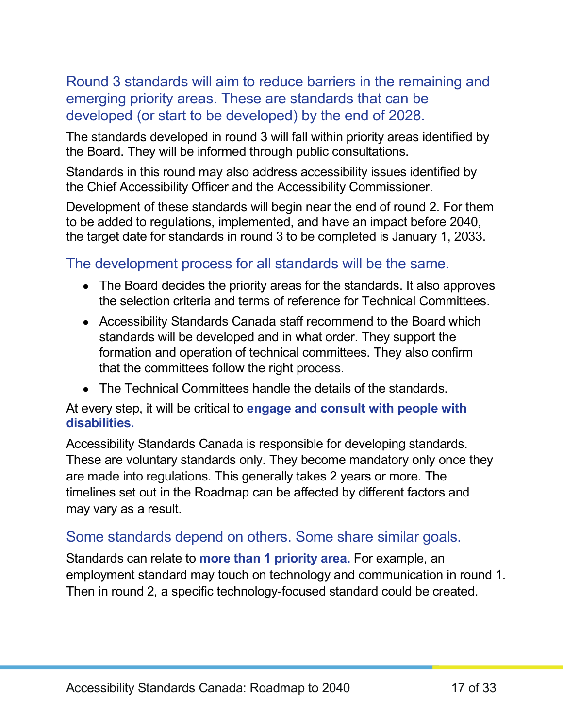## Round 3 standards will aim to reduce barriers in the remaining and emerging priority areas. These are standards that can be developed (or start to be developed) by the end of 2028.

The standards developed in round 3 will fall within priority areas identified by the Board. They will be informed through public consultations.

Standards in this round may also address accessibility issues identified by the Chief Accessibility Officer and the Accessibility Commissioner.

Development of these standards will begin near the end of round 2. For them to be added to regulations, implemented, and have an impact before 2040, the target date for standards in round 3 to be completed is January 1, 2033.

## The development process for all standards will be the same.

- The Board decides the priority areas for the standards. It also approves the selection criteria and terms of reference for Technical Committees.
- Accessibility Standards Canada staff recommend to the Board which standards will be developed and in what order. They support the formation and operation of technical committees. They also confirm that the committees follow the right process.
- The Technical Committees handle the details of the standards.

At every step, it will be critical to **engage and consult with people with disabilities.**

Accessibility Standards Canada is responsible for developing standards. These are voluntary standards only. They become mandatory only once they are made into regulations. This generally takes 2 years or more. The timelines set out in the Roadmap can be affected by different factors and may vary as a result.

## Some standards depend on others. Some share similar goals.

Standards can relate to **more than 1 priority area.** For example, an employment standard may touch on technology and communication in round 1. Then in round 2, a specific technology-focused standard could be created.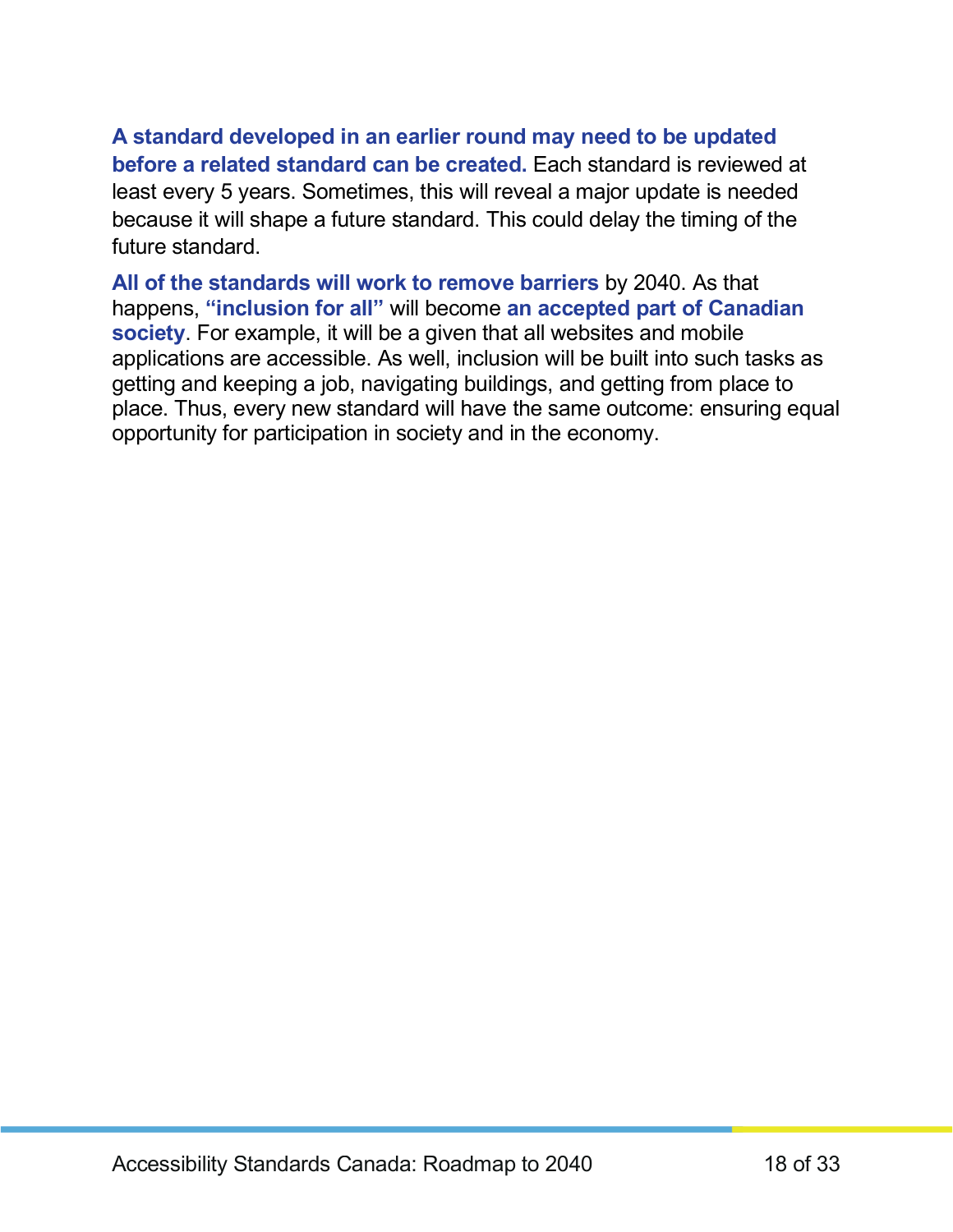**A standard developed in an earlier round may need to be updated before a related standard can be created.** Each standard is reviewed at least every 5 years. Sometimes, this will reveal a major update is needed because it will shape a future standard. This could delay the timing of the future standard.

**All of the standards will work to remove barriers** by 2040. As that happens, **"inclusion for all"** will become **an accepted part of Canadian society**. For example, it will be a given that all websites and mobile applications are accessible. As well, inclusion will be built into such tasks as getting and keeping a job, navigating buildings, and getting from place to place. Thus, every new standard will have the same outcome: ensuring equal opportunity for participation in society and in the economy.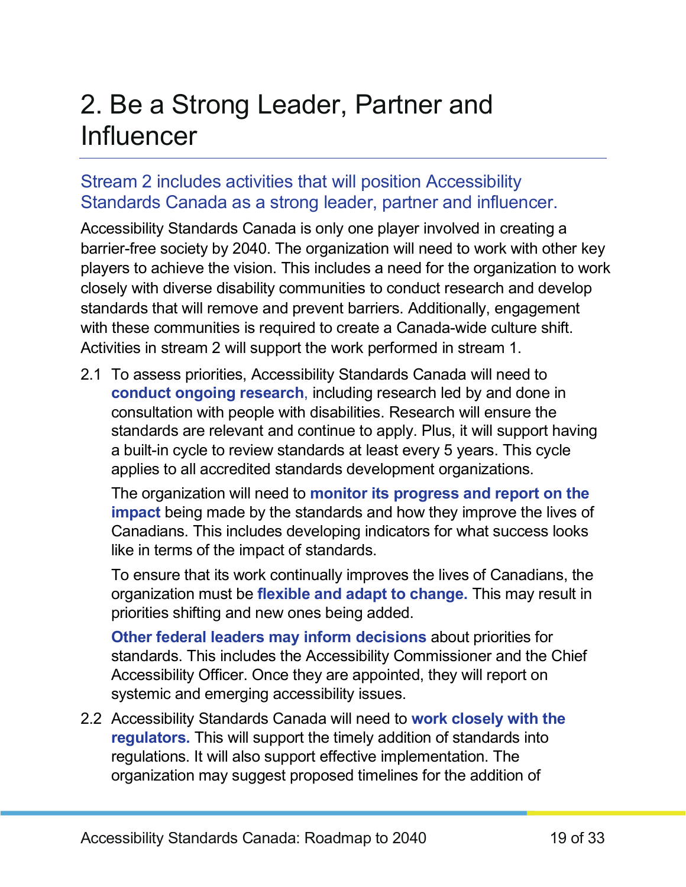# 2. Be a Strong Leader, Partner and Influencer

## Stream 2 includes activities that will position Accessibility Standards Canada as a strong leader, partner and influencer.

Accessibility Standards Canada is only one player involved in creating a barrier-free society by 2040. The organization will need to work with other key players to achieve the vision. This includes a need for the organization to work closely with diverse disability communities to conduct research and develop standards that will remove and prevent barriers. Additionally, engagement with these communities is required to create a Canada-wide culture shift. Activities in stream 2 will support the work performed in stream 1.

2.1 To assess priorities, Accessibility Standards Canada will need to **conduct ongoing research**, including research led by and done in consultation with people with disabilities. Research will ensure the standards are relevant and continue to apply. Plus, it will support having a built-in cycle to review standards at least every 5 years. This cycle applies to all accredited standards development organizations.

    The organization will need to **monitor its progress and report on the impact** being made by the standards and how they improve the lives of Canadians. This includes developing indicators for what success looks like in terms of the impact of standards.

    To ensure that its work continually improves the lives of Canadians, the organization must be **flexible and adapt to change.** This may result in priorities shifting and new ones being added.

    **Other federal leaders may inform decisions** about priorities for standards. This includes the Accessibility Commissioner and the Chief Accessibility Officer. Once they are appointed, they will report on systemic and emerging accessibility issues.

2.2 Accessibility Standards Canada will need to **work closely with the regulators.** This will support the timely addition of standards into regulations. It will also support effective implementation. The organization may suggest proposed timelines for the addition of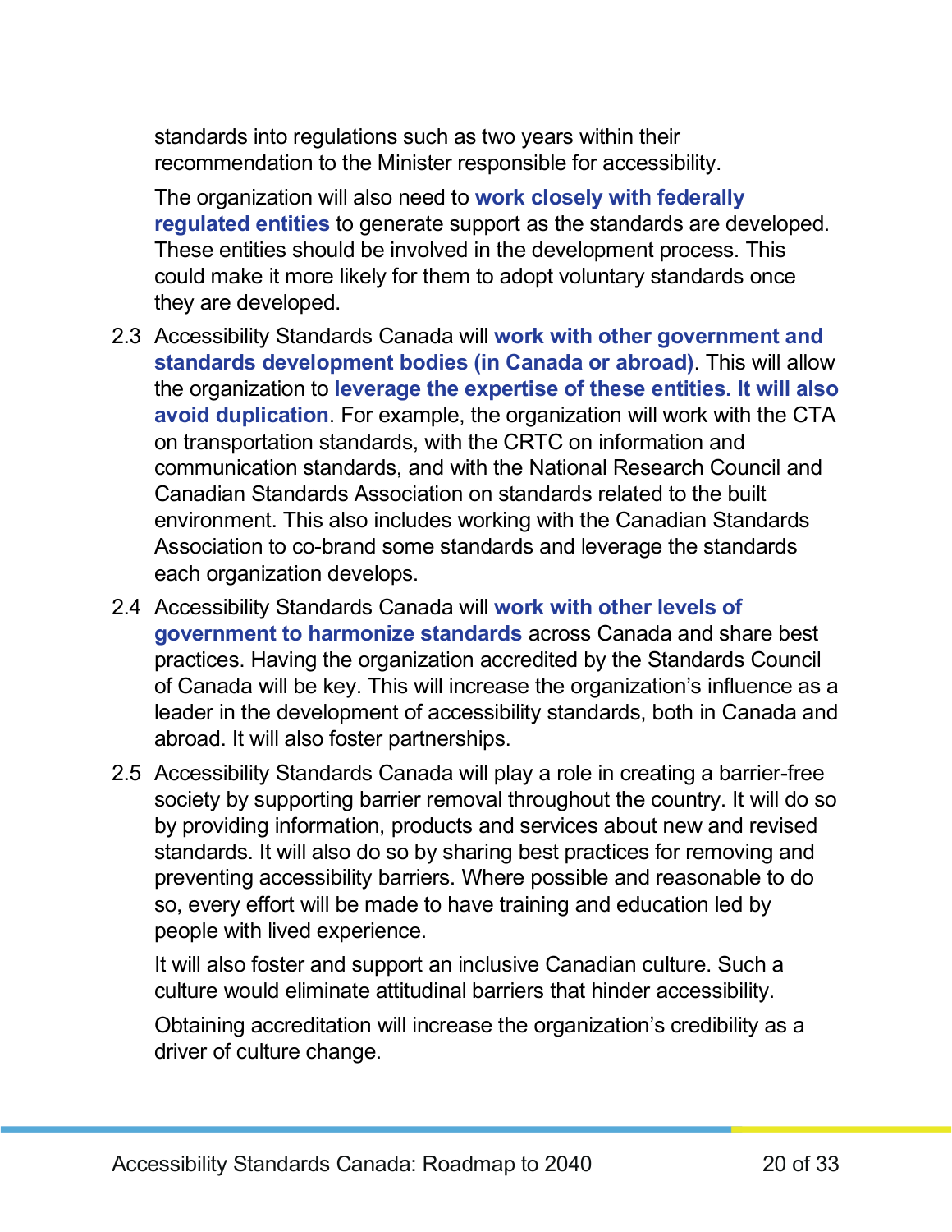standards into regulations such as two years within their recommendation to the Minister responsible for accessibility.

The organization will also need to **work closely with federally regulated entities** to generate support as the standards are developed. These entities should be involved in the development process. This could make it more likely for them to adopt voluntary standards once they are developed.

2.3 Accessibility Standards Canada will **work with other government and standards development bodies (in Canada or abroad)**. This will allow the organization to **leverage the expertise of these entities. It will also avoid duplication**. For example, the organization will work with the CTA on transportation standards, with the CRTC on information and communication standards, and with the National Research Council and Canadian Standards Association on standards related to the built environment. This also includes working with the Canadian Standards Association to co-brand some standards and leverage the standards each organization develops.

2.4 Accessibility Standards Canada will **work with other levels of government to harmonize standards** across Canada and share best practices. Having the organization accredited by the Standards Council of Canada will be key. This will increase the organization's influence as a leader in the development of accessibility standards, both in Canada and abroad. It will also foster partnerships.

2.5 Accessibility Standards Canada will play a role in creating a barrier-free society by supporting barrier removal throughout the country. It will do so by providing information, products and services about new and revised standards. It will also do so by sharing best practices for removing and preventing accessibility barriers. Where possible and reasonable to do so, every effort will be made to have training and education led by people with lived experience.

    It will also foster and support an inclusive Canadian culture. Such a culture would eliminate attitudinal barriers that hinder accessibility.

    Obtaining accreditation will increase the organization's credibility as a driver of culture change.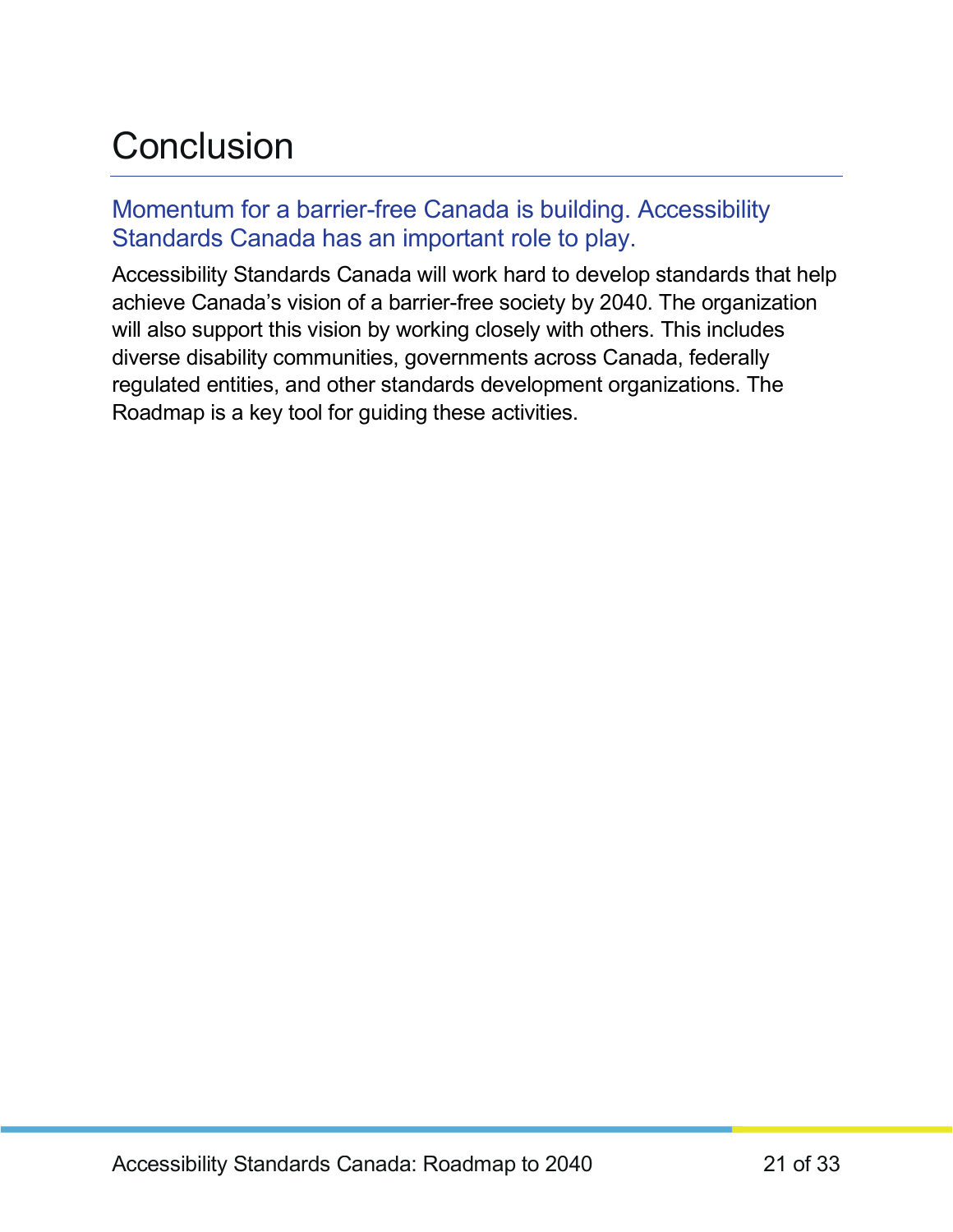# Conclusion

## Momentum for a barrier-free Canada is building. Accessibility Standards Canada has an important role to play.

Accessibility Standards Canada will work hard to develop standards that help achieve Canada's vision of a barrier-free society by 2040. The organization will also support this vision by working closely with others. This includes diverse disability communities, governments across Canada, federally regulated entities, and other standards development organizations. The Roadmap is a key tool for guiding these activities.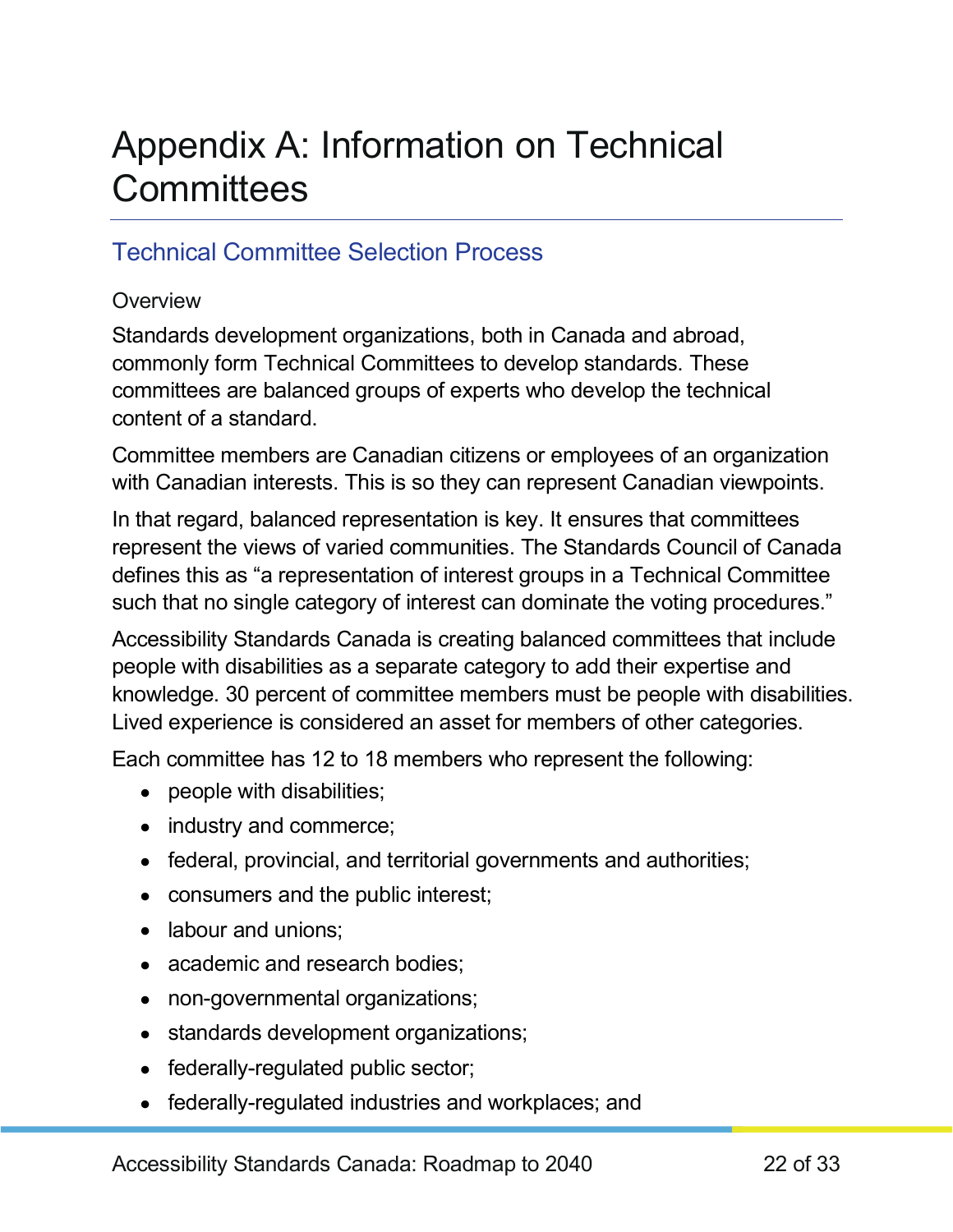# Appendix A: Information on Technical Committees

## Technical Committee Selection Process

### Overview

Standards development organizations, both in Canada and abroad, commonly form Technical Committees to develop standards. These committees are balanced groups of experts who develop the technical content of a standard.

Committee members are Canadian citizens or employees of an organization with Canadian interests. This is so they can represent Canadian viewpoints.

In that regard, balanced representation is key. It ensures that committees represent the views of varied communities. The Standards Council of Canada defines this as “a representation of interest groups in a Technical Committee such that no single category of interest can dominate the voting procedures.”

Accessibility Standards Canada is creating balanced committees that include people with disabilities as a separate category to add their expertise and knowledge. 30 percent of committee members must be people with disabilities. Lived experience is considered an asset for members of other categories.

Each committee has 12 to 18 members who represent the following:

- people with disabilities;
- industry and commerce;
- federal, provincial, and territorial governments and authorities;
- consumers and the public interest;
- labour and unions;
- academic and research bodies;
- non-governmental organizations;
- standards development organizations;
- federally-regulated public sector;
- federally-regulated industries and workplaces; and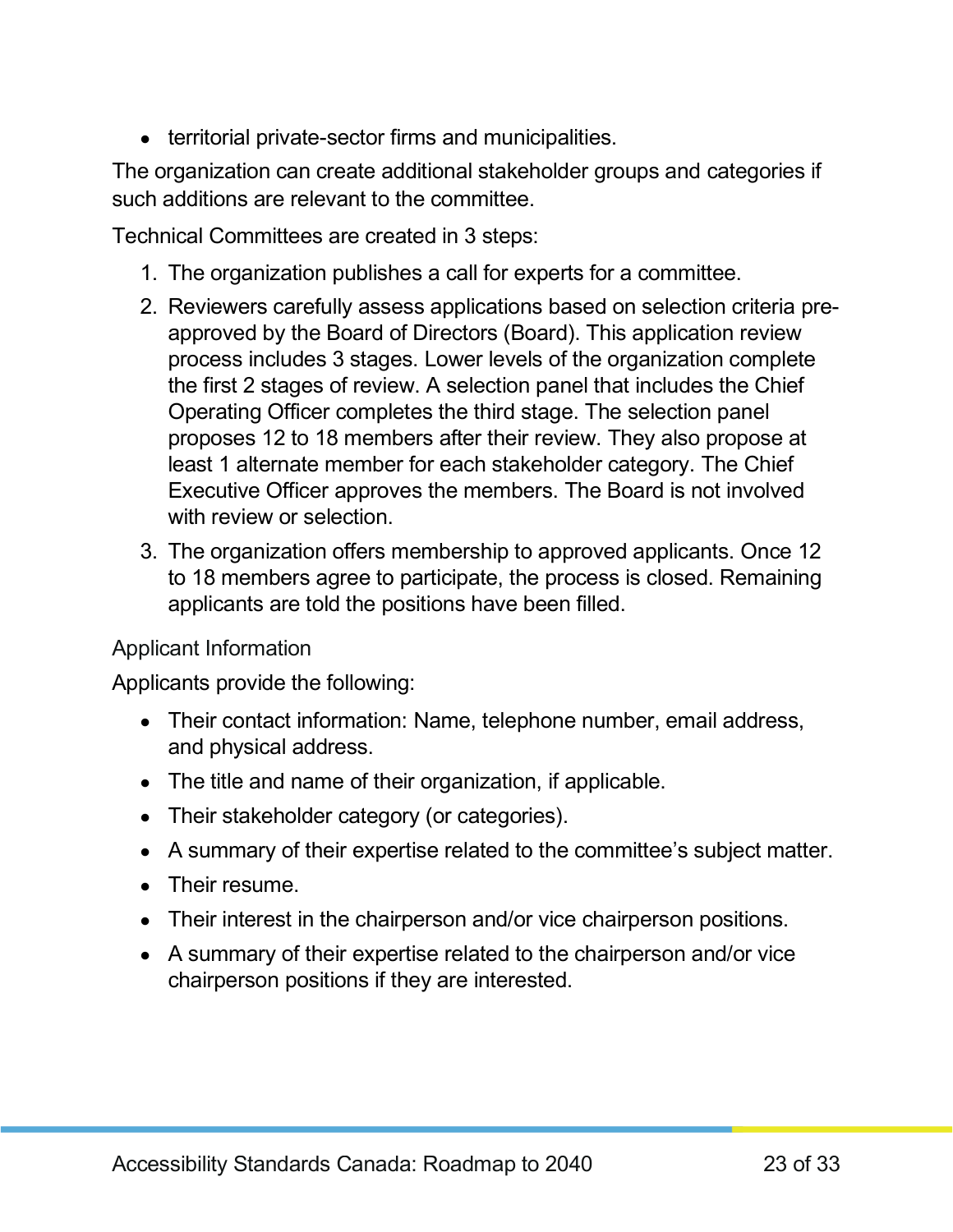- territorial private-sector firms and municipalities.

The organization can create additional stakeholder groups and categories if such additions are relevant to the committee.

Technical Committees are created in 3 steps:

1. The organization publishes a call for experts for a committee.
2. Reviewers carefully assess applications based on selection criteria pre-approved by the Board of Directors (Board). This application review process includes 3 stages. Lower levels of the organization complete the first 2 stages of review. A selection panel that includes the Chief Operating Officer completes the third stage. The selection panel proposes 12 to 18 members after their review. They also propose at least 1 alternate member for each stakeholder category. The Chief Executive Officer approves the members. The Board is not involved with review or selection.
3. The organization offers membership to approved applicants. Once 12 to 18 members agree to participate, the process is closed. Remaining applicants are told the positions have been filled.

### Applicant Information

Applicants provide the following:

- Their contact information: Name, telephone number, email address, and physical address.
- The title and name of their organization, if applicable.
- Their stakeholder category (or categories).
- A summary of their expertise related to the committee's subject matter.
- Their resume.
- Their interest in the chairperson and/or vice chairperson positions.
- A summary of their expertise related to the chairperson and/or vice chairperson positions if they are interested.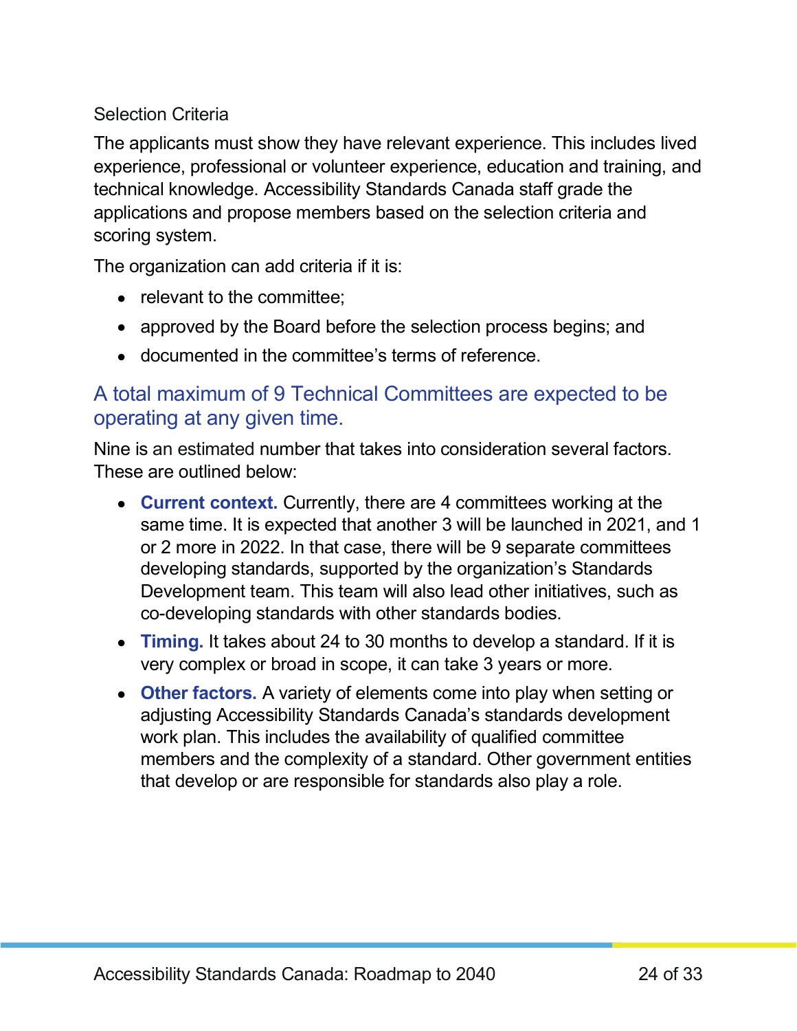Selection Criteria

The applicants must show they have relevant experience. This includes lived experience, professional or volunteer experience, education and training, and technical knowledge. Accessibility Standards Canada staff grade the applications and propose members based on the selection criteria and scoring system.

The organization can add criteria if it is:

- relevant to the committee;
- approved by the Board before the selection process begins; and
- documented in the committee's terms of reference.

## A total maximum of 9 Technical Committees are expected to be operating at any given time.

Nine is an estimated number that takes into consideration several factors. These are outlined below:

- **Current context.** Currently, there are 4 committees working at the same time. It is expected that another 3 will be launched in 2021, and 1 or 2 more in 2022. In that case, there will be 9 separate committees developing standards, supported by the organization's Standards Development team. This team will also lead other initiatives, such as co-developing standards with other standards bodies.
- **Timing.** It takes about 24 to 30 months to develop a standard. If it is very complex or broad in scope, it can take 3 years or more.
- **Other factors.** A variety of elements come into play when setting or adjusting Accessibility Standards Canada's standards development work plan. This includes the availability of qualified committee members and the complexity of a standard. Other government entities that develop or are responsible for standards also play a role.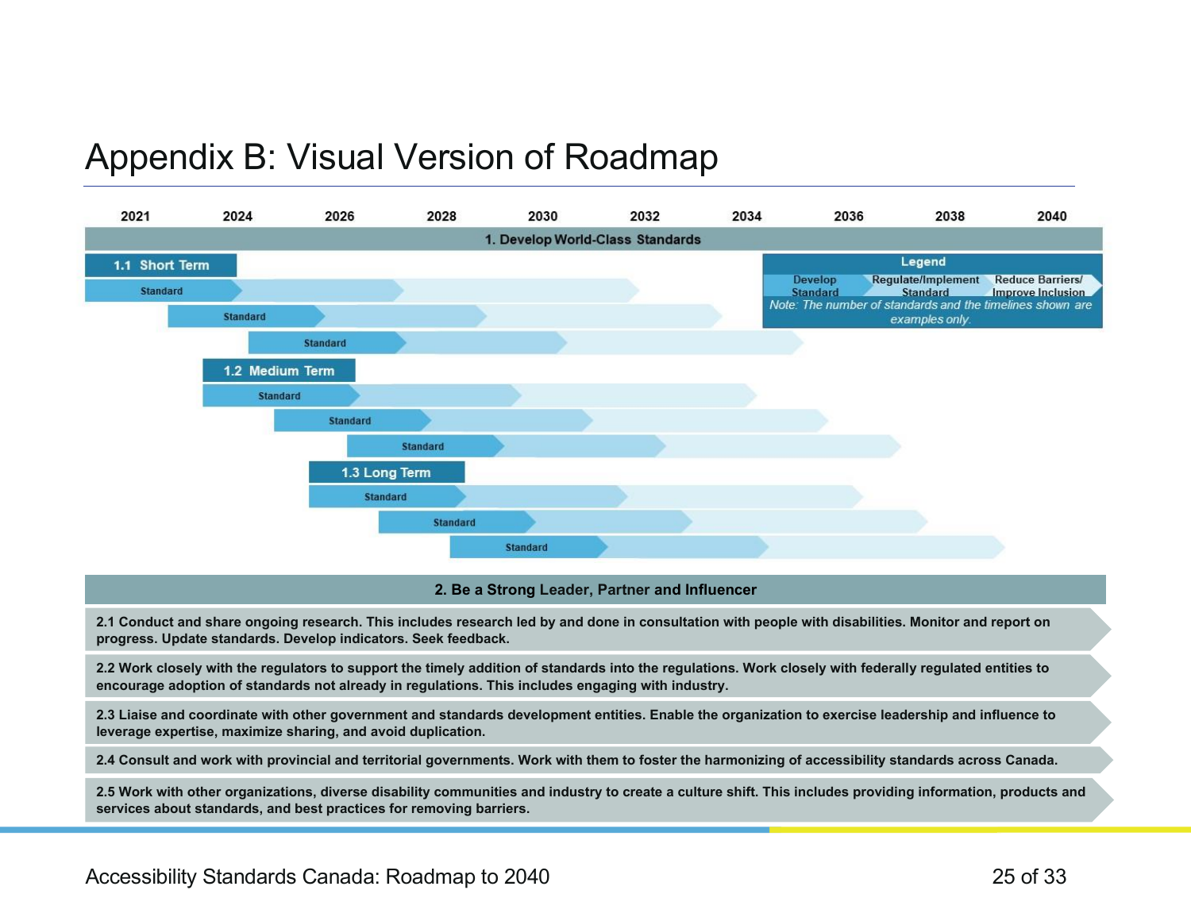# Appendix B: Visual Version of Roadmap

2021 | 2024 | 2026 | 2028 | 2030 | 2032 | 2034 | 2036 | 2038 | 2040

**1. Develop World-Class Standards**

**1.1 Short Term**

- Standard
- Standard
- Standard

**1.2 Medium Term**

- Standard
- Standard
- Standard

**1.3 Long Term**

- Standard
- Standard
- Standard

**Legend**

Develop Standard → Regulate/Implement Standard → Reduce Barriers/ Improve Inclusion

*Note: The number of standards and the timelines shown are examples only.*

**2. Be a Strong Leader, Partner and Influencer**

**2.1 Conduct and share ongoing research. This includes research led by and done in consultation with people with disabilities. Monitor and report on progress. Update standards. Develop indicators. Seek feedback.**

**2.2 Work closely with the regulators to support the timely addition of standards into the regulations. Work closely with federally regulated entities to encourage adoption of standards not already in regulations. This includes engaging with industry.**

**2.3 Liaise and coordinate with other government and standards development entities. Enable the organization to exercise leadership and influence to leverage expertise, maximize sharing, and avoid duplication.**

**2.4 Consult and work with provincial and territorial governments. Work with them to foster the harmonizing of accessibility standards across Canada.**

**2.5 Work with other organizations, diverse disability communities and industry to create a culture shift. This includes providing information, products and services about standards, and best practices for removing barriers.**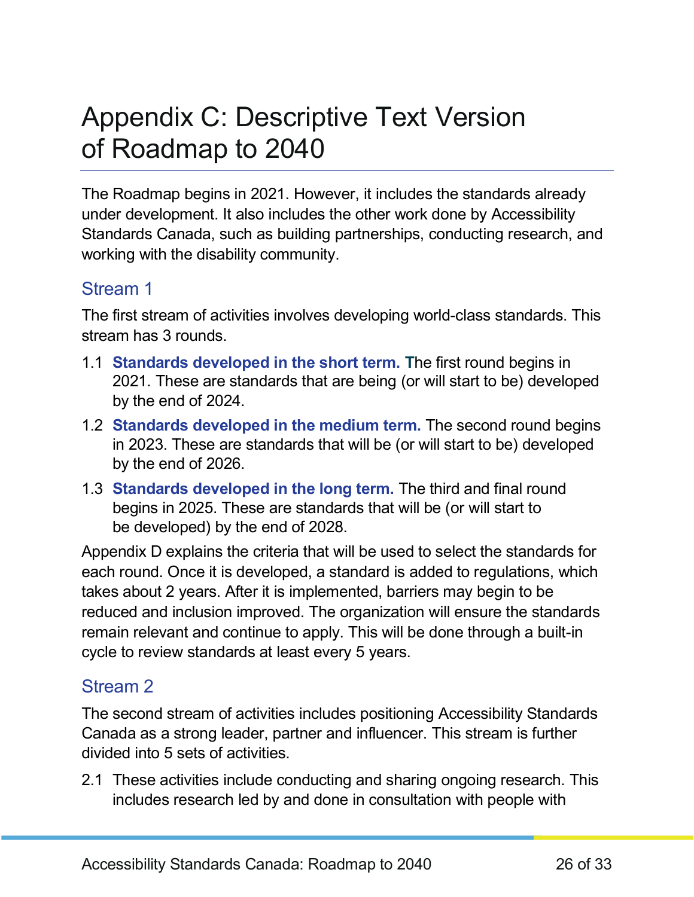# Appendix C: Descriptive Text Version of Roadmap to 2040

The Roadmap begins in 2021. However, it includes the standards already under development. It also includes the other work done by Accessibility Standards Canada, such as building partnerships, conducting research, and working with the disability community.

## Stream 1

The first stream of activities involves developing world-class standards. This stream has 3 rounds.

1.1 **Standards developed in the short term.** The first round begins in 2021. These are standards that are being (or will start to be) developed by the end of 2024.

1.2 **Standards developed in the medium term.** The second round begins in 2023. These are standards that will be (or will start to be) developed by the end of 2026.

1.3 **Standards developed in the long term.** The third and final round begins in 2025. These are standards that will be (or will start to be developed) by the end of 2028.

Appendix D explains the criteria that will be used to select the standards for each round. Once it is developed, a standard is added to regulations, which takes about 2 years. After it is implemented, barriers may begin to be reduced and inclusion improved. The organization will ensure the standards remain relevant and continue to apply. This will be done through a built-in cycle to review standards at least every 5 years.

## Stream 2

The second stream of activities includes positioning Accessibility Standards Canada as a strong leader, partner and influencer. This stream is further divided into 5 sets of activities.

2.1 These activities include conducting and sharing ongoing research. This includes research led by and done in consultation with people with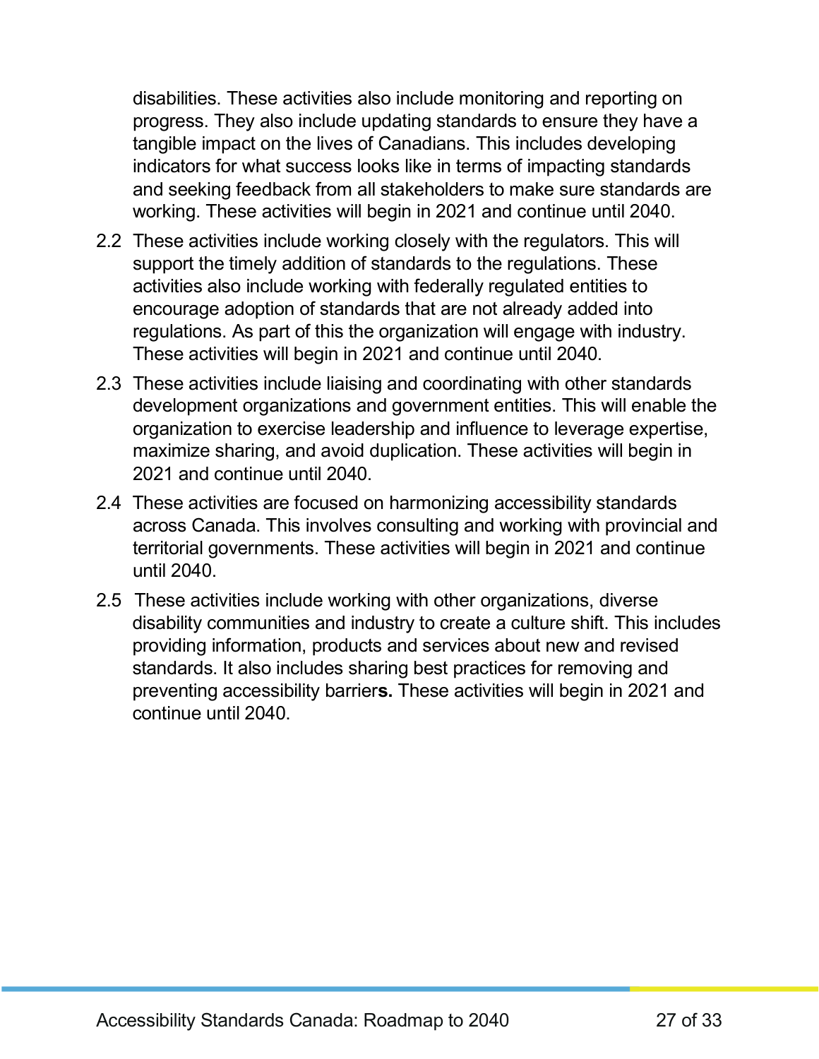disabilities. These activities also include monitoring and reporting on progress. They also include updating standards to ensure they have a tangible impact on the lives of Canadians. This includes developing indicators for what success looks like in terms of impacting standards and seeking feedback from all stakeholders to make sure standards are working. These activities will begin in 2021 and continue until 2040.

2.2 These activities include working closely with the regulators. This will support the timely addition of standards to the regulations. These activities also include working with federally regulated entities to encourage adoption of standards that are not already added into regulations. As part of this the organization will engage with industry. These activities will begin in 2021 and continue until 2040.

2.3 These activities include liaising and coordinating with other standards development organizations and government entities. This will enable the organization to exercise leadership and influence to leverage expertise, maximize sharing, and avoid duplication. These activities will begin in 2021 and continue until 2040.

2.4 These activities are focused on harmonizing accessibility standards across Canada. This involves consulting and working with provincial and territorial governments. These activities will begin in 2021 and continue until 2040.

2.5 These activities include working with other organizations, diverse disability communities and industry to create a culture shift. This includes providing information, products and services about new and revised standards. It also includes sharing best practices for removing and preventing accessibility barrier**s.** These activities will begin in 2021 and continue until 2040.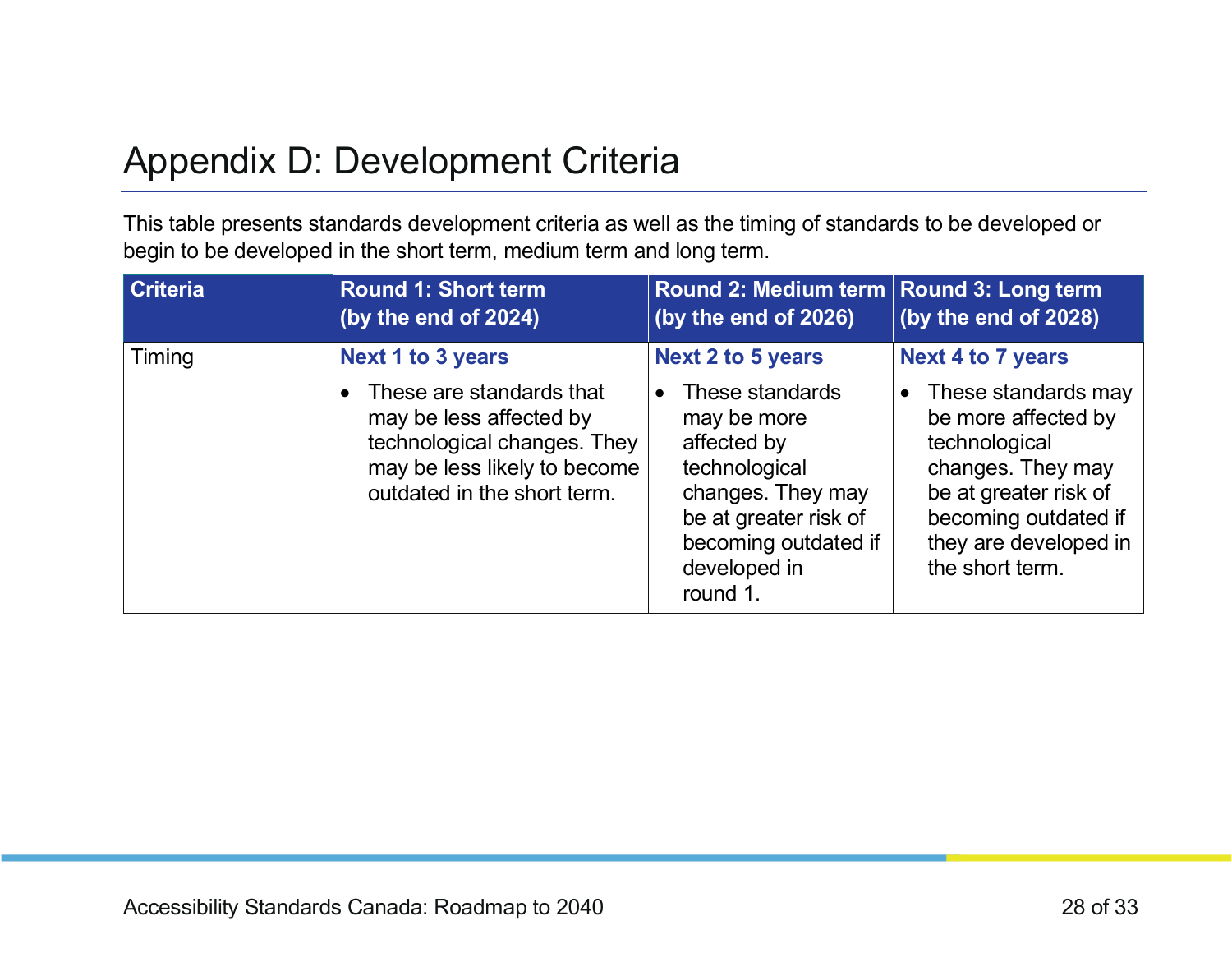# Appendix D: Development Criteria

This table presents standards development criteria as well as the timing of standards to be developed or begin to be developed in the short term, medium term and long term.

| Criteria | Round 1: Short term (by the end of 2024) | Round 2: Medium term (by the end of 2026) | Round 3: Long term (by the end of 2028) |
|---|---|---|---|
| Timing | **Next 1 to 3 years**<br>• These are standards that may be less affected by technological changes. They may be less likely to become outdated in the short term. | **Next 2 to 5 years**<br>• These standards may be more affected by technological changes. They may be at greater risk of becoming outdated if developed in round 1. | **Next 4 to 7 years**<br>• These standards may be more affected by technological changes. They may be at greater risk of becoming outdated if they are developed in the short term. |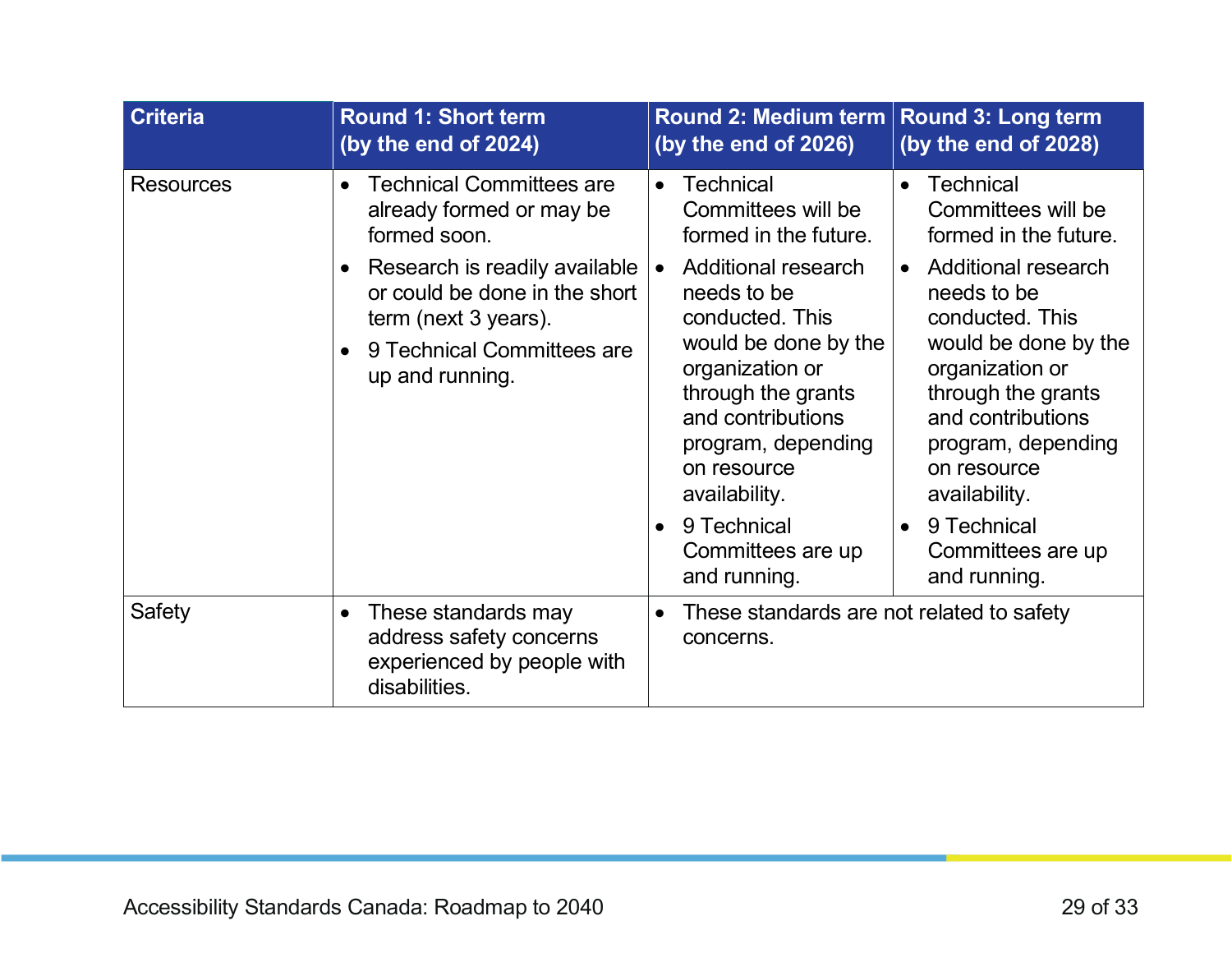| Criteria | Round 1: Short term (by the end of 2024) | Round 2: Medium term (by the end of 2026) | Round 3: Long term (by the end of 2028) |
|---|---|---|---|
| Resources | • Technical Committees are already formed or may be formed soon.<br>• Research is readily available or could be done in the short term (next 3 years).<br>• 9 Technical Committees are up and running. | • Technical Committees will be formed in the future.<br>• Additional research needs to be conducted. This would be done by the organization or through the grants and contributions program, depending on resource availability.<br>• 9 Technical Committees are up and running. | • Technical Committees will be formed in the future.<br>• Additional research needs to be conducted. This would be done by the organization or through the grants and contributions program, depending on resource availability.<br>• 9 Technical Committees are up and running. |
| Safety | • These standards may address safety concerns experienced by people with disabilities. | • These standards are not related to safety concerns. | |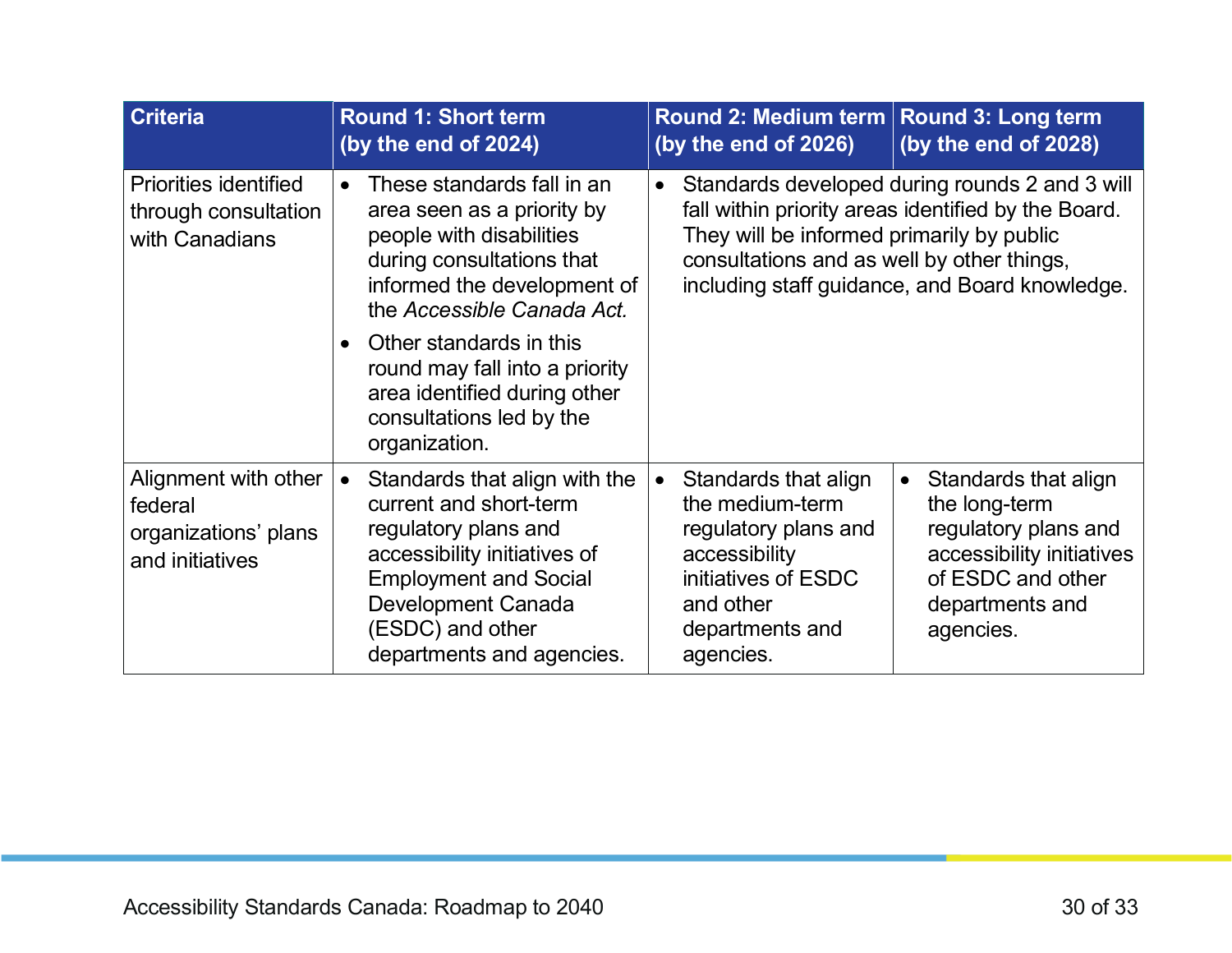| Criteria | Round 1: Short term (by the end of 2024) | Round 2: Medium term (by the end of 2026) | Round 3: Long term (by the end of 2028) |
|---|---|---|---|
| Priorities identified through consultation with Canadians | • These standards fall in an area seen as a priority by people with disabilities during consultations that informed the development of the *Accessible Canada Act.*<br>• Other standards in this round may fall into a priority area identified during other consultations led by the organization. | • Standards developed during rounds 2 and 3 will fall within priority areas identified by the Board. They will be informed primarily by public consultations and as well by other things, including staff guidance, and Board knowledge. | |
| Alignment with other federal organizations' plans and initiatives | • Standards that align with the current and short-term regulatory plans and accessibility initiatives of Employment and Social Development Canada (ESDC) and other departments and agencies. | • Standards that align the medium-term regulatory plans and accessibility initiatives of ESDC and other departments and agencies. | • Standards that align the long-term regulatory plans and accessibility initiatives of ESDC and other departments and agencies. |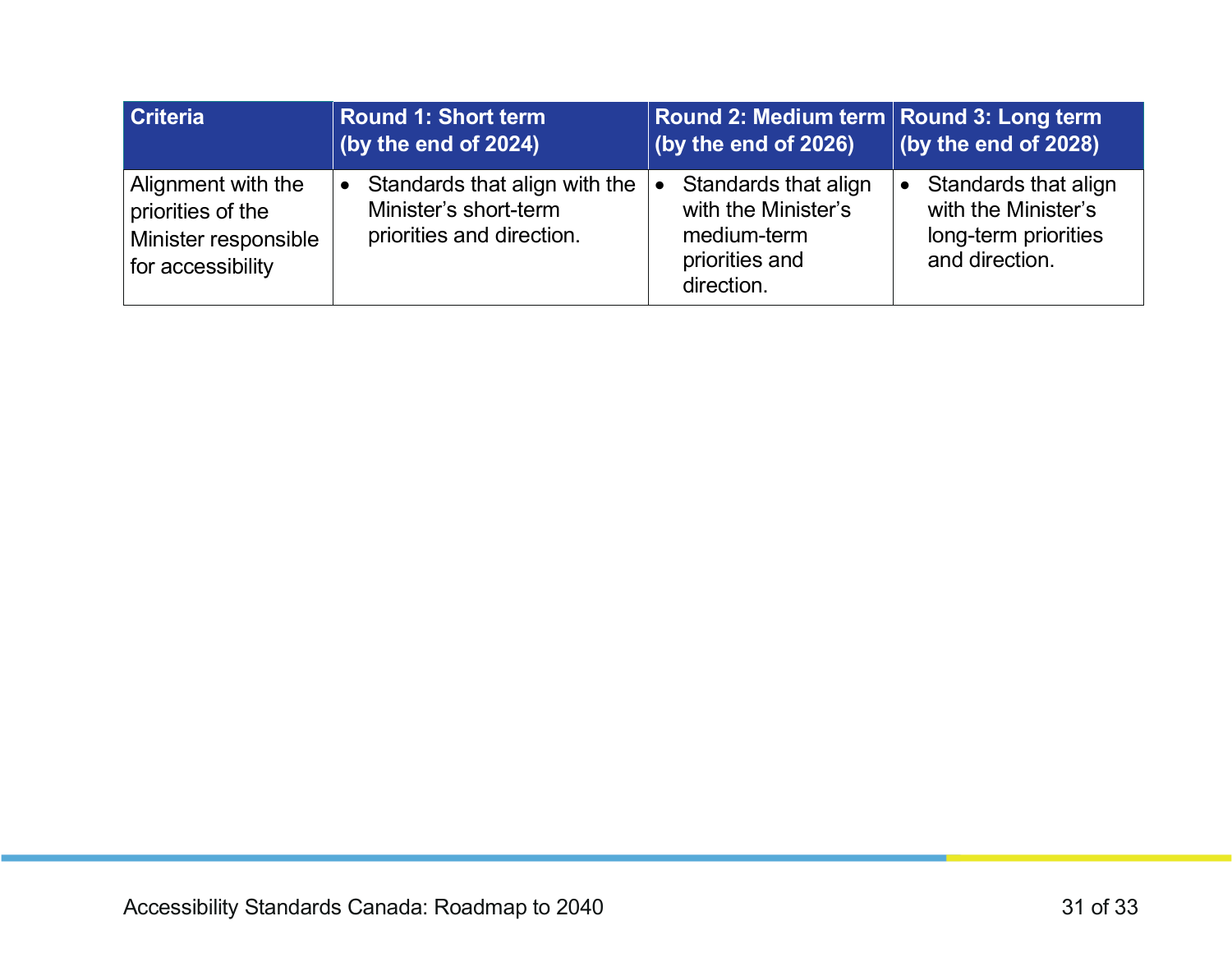| Criteria | Round 1: Short term (by the end of 2024) | Round 2: Medium term (by the end of 2026) | Round 3: Long term (by the end of 2028) |
|---|---|---|---|
| Alignment with the priorities of the Minister responsible for accessibility | • Standards that align with the Minister's short-term priorities and direction. | • Standards that align with the Minister's medium-term priorities and direction. | • Standards that align with the Minister's long-term priorities and direction. |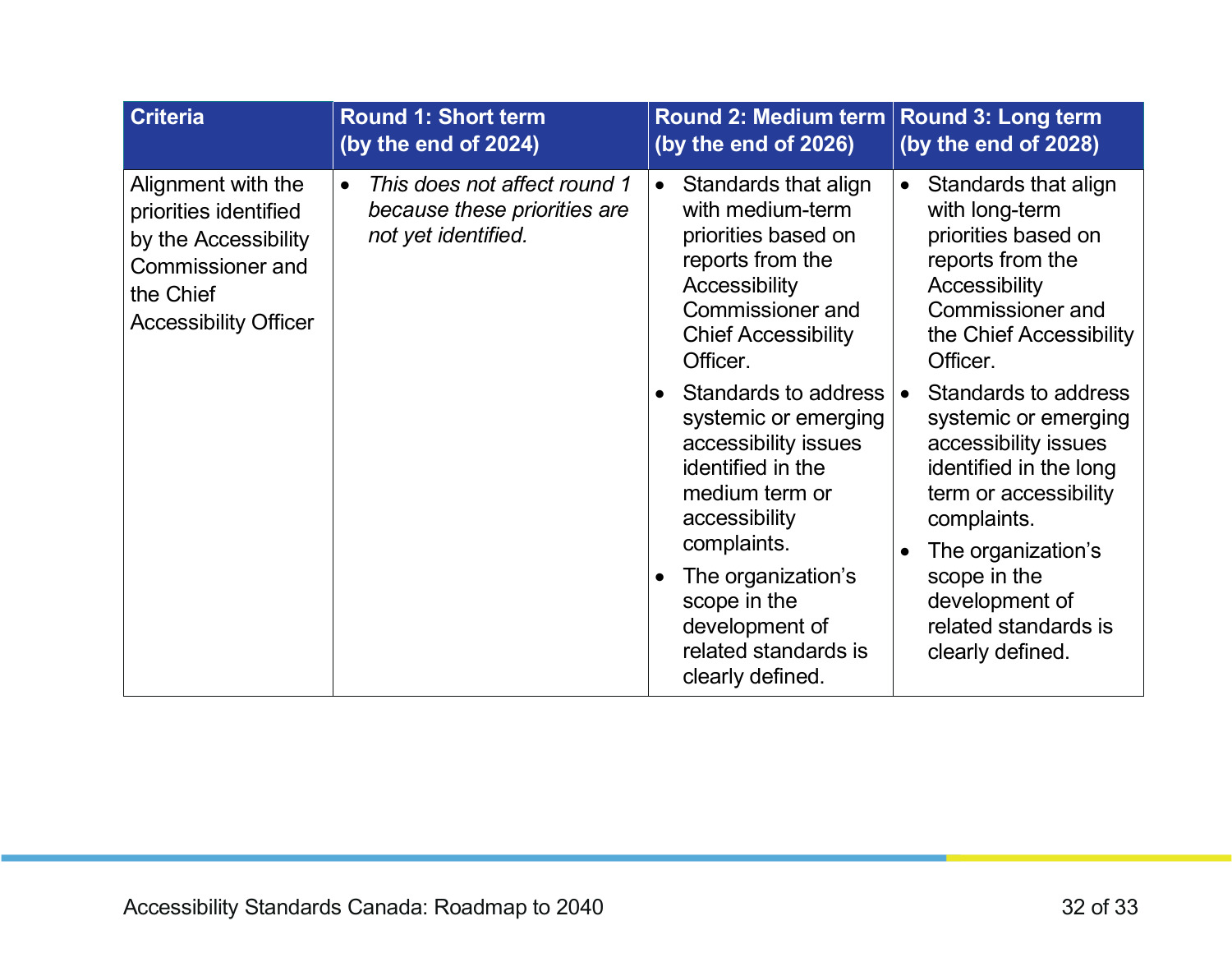| Criteria | Round 1: Short term (by the end of 2024) | Round 2: Medium term (by the end of 2026) | Round 3: Long term (by the end of 2028) |
|---|---|---|---|
| Alignment with the priorities identified by the Accessibility Commissioner and the Chief Accessibility Officer | • *This does not affect round 1 because these priorities are not yet identified.* | • Standards that align with medium-term priorities based on reports from the Accessibility Commissioner and Chief Accessibility Officer.<br>• Standards to address systemic or emerging accessibility issues identified in the medium term or accessibility complaints.<br>• The organization's scope in the development of related standards is clearly defined. | • Standards that align with long-term priorities based on reports from the Accessibility Commissioner and the Chief Accessibility Officer.<br>• Standards to address systemic or emerging accessibility issues identified in the long term or accessibility complaints.<br>• The organization's scope in the development of related standards is clearly defined. |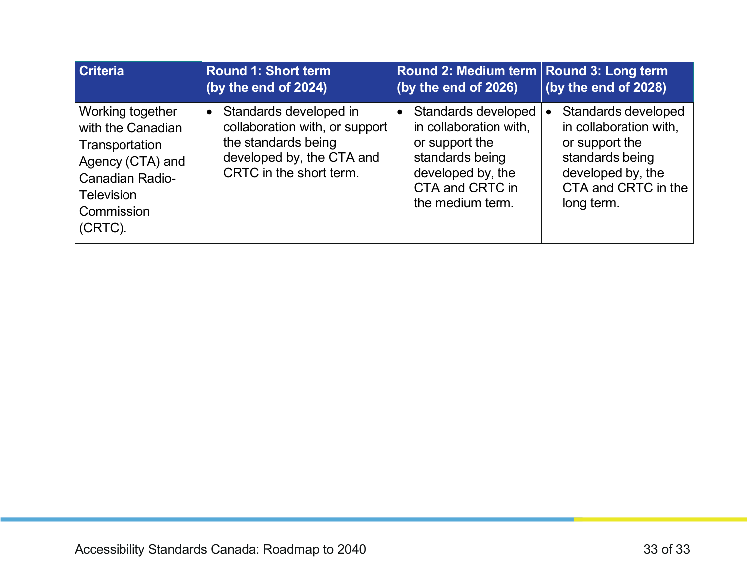| Criteria | Round 1: Short term (by the end of 2024) | Round 2: Medium term (by the end of 2026) | Round 3: Long term (by the end of 2028) |
|---|---|---|---|
| Working together with the Canadian Transportation Agency (CTA) and Canadian Radio-Television Commission (CRTC). | • Standards developed in collaboration with, or support the standards being developed by, the CTA and CRTC in the short term. | • Standards developed in collaboration with, or support the standards being developed by, the CTA and CRTC in the medium term. | • Standards developed in collaboration with, or support the standards being developed by, the CTA and CRTC in the long term. |